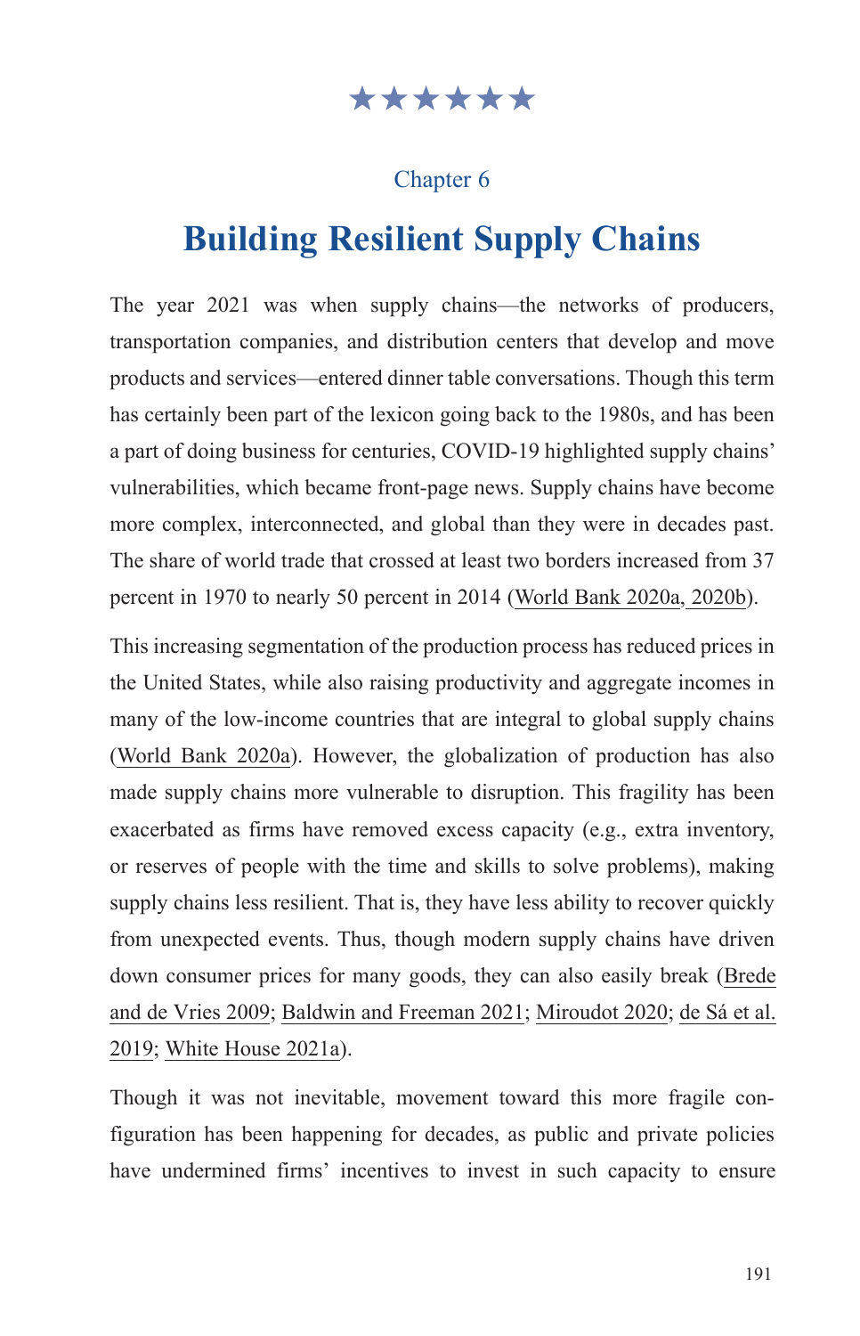★★★★★★

Chapter 6

# Building Resilient Supply Chains

The year 2021 was when supply chains—the networks of producers, transportation companies, and distribution centers that develop and move products and services—entered dinner table conversations. Though this term has certainly been part of the lexicon going back to the 1980s, and has been a part of doing business for centuries, COVID-19 highlighted supply chains' vulnerabilities, which became front-page news. Supply chains have become more complex, interconnected, and global than they were in decades past. The share of world trade that crossed at least two borders increased from 37 percent in 1970 to nearly 50 percent in 2014 (World Bank 2020a, 2020b).

This increasing segmentation of the production process has reduced prices in the United States, while also raising productivity and aggregate incomes in many of the low-income countries that are integral to global supply chains (World Bank 2020a). However, the globalization of production has also made supply chains more vulnerable to disruption. This fragility has been exacerbated as firms have removed excess capacity (e.g., extra inventory, or reserves of people with the time and skills to solve problems), making supply chains less resilient. That is, they have less ability to recover quickly from unexpected events. Thus, though modern supply chains have driven down consumer prices for many goods, they can also easily break (Brede and de Vries 2009; Baldwin and Freeman 2021; Miroudot 2020; de Sá et al. 2019; White House 2021a).

Though it was not inevitable, movement toward this more fragile configuration has been happening for decades, as public and private policies have undermined firms' incentives to invest in such capacity to ensure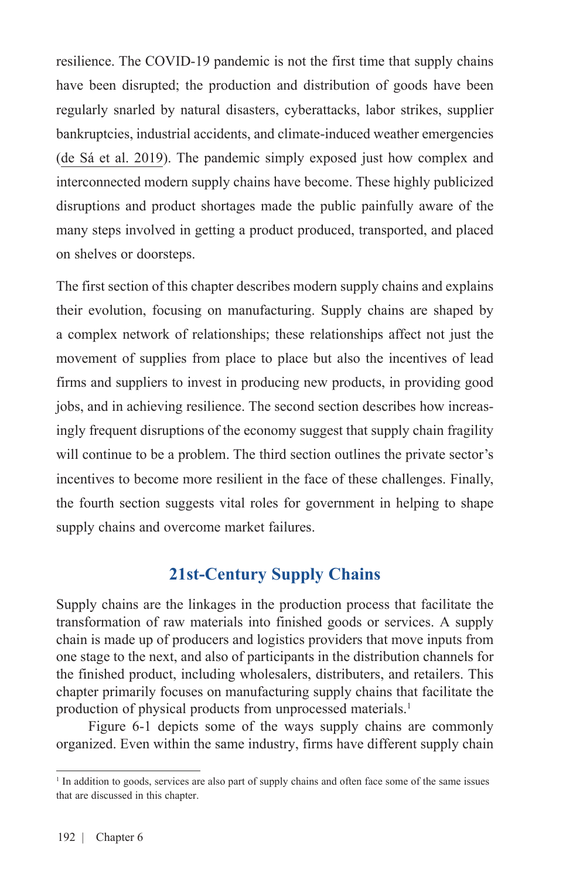resilience. The COVID-19 pandemic is not the first time that supply chains have been disrupted; the production and distribution of goods have been regularly snarled by natural disasters, cyberattacks, labor strikes, supplier bankruptcies, industrial accidents, and climate-induced weather emergencies (de Sá et al. 2019). The pandemic simply exposed just how complex and interconnected modern supply chains have become. These highly publicized disruptions and product shortages made the public painfully aware of the many steps involved in getting a product produced, transported, and placed on shelves or doorsteps.

The first section of this chapter describes modern supply chains and explains their evolution, focusing on manufacturing. Supply chains are shaped by a complex network of relationships; these relationships affect not just the movement of supplies from place to place but also the incentives of lead firms and suppliers to invest in producing new products, in providing good jobs, and in achieving resilience. The second section describes how increasingly frequent disruptions of the economy suggest that supply chain fragility will continue to be a problem. The third section outlines the private sector's incentives to become more resilient in the face of these challenges. Finally, the fourth section suggests vital roles for government in helping to shape supply chains and overcome market failures.

## 21st-Century Supply Chains

Supply chains are the linkages in the production process that facilitate the transformation of raw materials into finished goods or services. A supply chain is made up of producers and logistics providers that move inputs from one stage to the next, and also of participants in the distribution channels for the finished product, including wholesalers, distributers, and retailers. This chapter primarily focuses on manufacturing supply chains that facilitate the production of physical products from unprocessed materials.[1]

Figure 6-1 depicts some of the ways supply chains are commonly organized. Even within the same industry, firms have different supply chain

[1] In addition to goods, services are also part of supply chains and often face some of the same issues that are discussed in this chapter.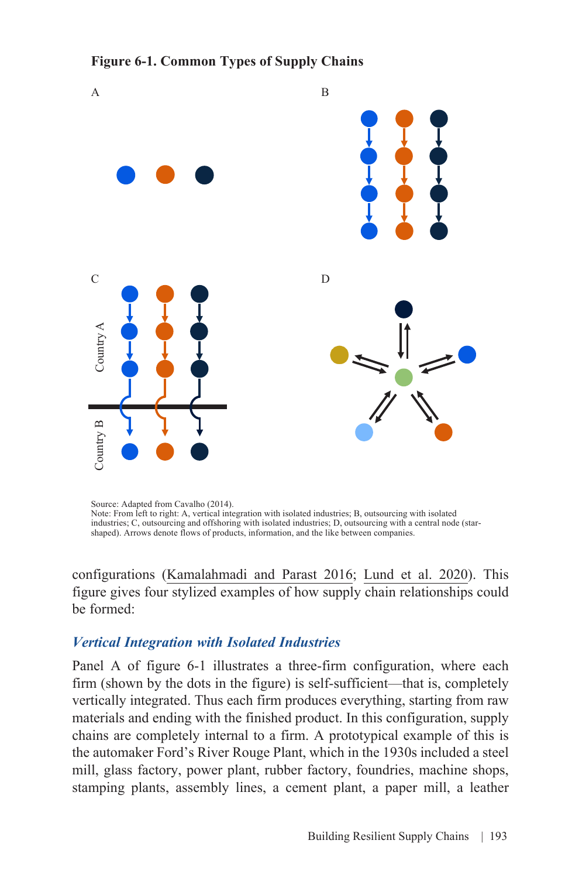**Figure 6-1. Common Types of Supply Chains**

Source: Adapted from Cavalho (2014).
Note: From left to right: A, vertical integration with isolated industries; B, outsourcing with isolated industries; C, outsourcing and offshoring with isolated industries; D, outsourcing with a central node (star-shaped). Arrows denote flows of products, information, and the like between companies.

configurations (Kamalahmadi and Parast 2016; Lund et al. 2020). This figure gives four stylized examples of how supply chain relationships could be formed:

### *Vertical Integration with Isolated Industries*

Panel A of figure 6-1 illustrates a three-firm configuration, where each firm (shown by the dots in the figure) is self-sufficient—that is, completely vertically integrated. Thus each firm produces everything, starting from raw materials and ending with the finished product. In this configuration, supply chains are completely internal to a firm. A prototypical example of this is the automaker Ford's River Rouge Plant, which in the 1930s included a steel mill, glass factory, power plant, rubber factory, foundries, machine shops, stamping plants, assembly lines, a cement plant, a paper mill, a leather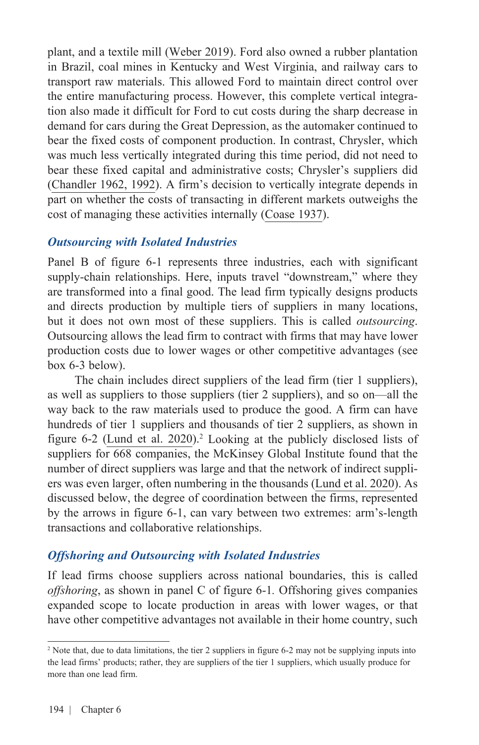plant, and a textile mill (Weber 2019). Ford also owned a rubber plantation in Brazil, coal mines in Kentucky and West Virginia, and railway cars to transport raw materials. This allowed Ford to maintain direct control over the entire manufacturing process. However, this complete vertical integration also made it difficult for Ford to cut costs during the sharp decrease in demand for cars during the Great Depression, as the automaker continued to bear the fixed costs of component production. In contrast, Chrysler, which was much less vertically integrated during this time period, did not need to bear these fixed capital and administrative costs; Chrysler's suppliers did (Chandler 1962, 1992). A firm's decision to vertically integrate depends in part on whether the costs of transacting in different markets outweighs the cost of managing these activities internally (Coase 1937).

### *Outsourcing with Isolated Industries*

Panel B of figure 6-1 represents three industries, each with significant supply-chain relationships. Here, inputs travel "downstream," where they are transformed into a final good. The lead firm typically designs products and directs production by multiple tiers of suppliers in many locations, but it does not own most of these suppliers. This is called *outsourcing*. Outsourcing allows the lead firm to contract with firms that may have lower production costs due to lower wages or other competitive advantages (see box 6-3 below).

The chain includes direct suppliers of the lead firm (tier 1 suppliers), as well as suppliers to those suppliers (tier 2 suppliers), and so on—all the way back to the raw materials used to produce the good. A firm can have hundreds of tier 1 suppliers and thousands of tier 2 suppliers, as shown in figure 6-2 (Lund et al. 2020).[2] Looking at the publicly disclosed lists of suppliers for 668 companies, the McKinsey Global Institute found that the number of direct suppliers was large and that the network of indirect suppliers was even larger, often numbering in the thousands (Lund et al. 2020). As discussed below, the degree of coordination between the firms, represented by the arrows in figure 6-1, can vary between two extremes: arm's-length transactions and collaborative relationships.

### *Offshoring and Outsourcing with Isolated Industries*

If lead firms choose suppliers across national boundaries, this is called *offshoring*, as shown in panel C of figure 6-1. Offshoring gives companies expanded scope to locate production in areas with lower wages, or that have other competitive advantages not available in their home country, such

---

[2] Note that, due to data limitations, the tier 2 suppliers in figure 6-2 may not be supplying inputs into the lead firms' products; rather, they are suppliers of the tier 1 suppliers, which usually produce for more than one lead firm.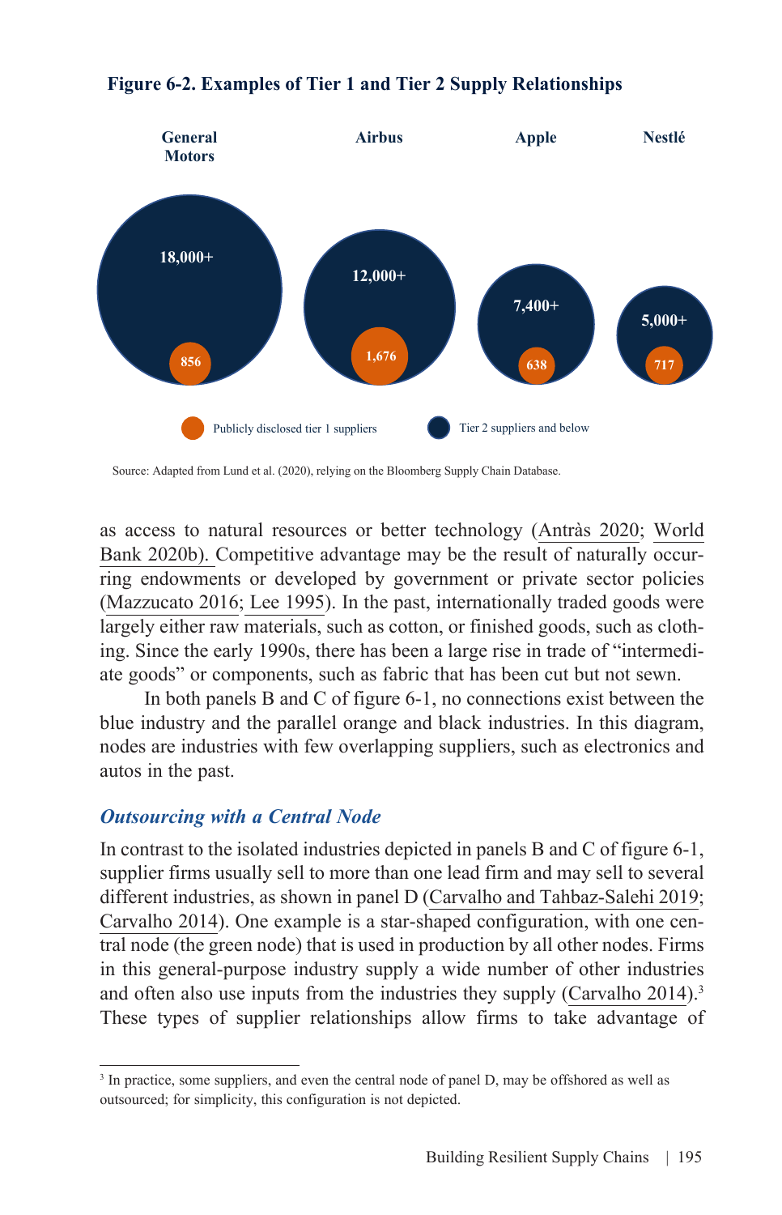**Figure 6-2. Examples of Tier 1 and Tier 2 Supply Relationships**

| | General Motors | Airbus | Apple | Nestlé |
|---|---|---|---|---|
| Tier 2 suppliers and below | 18,000+ | 12,000+ | 7,400+ | 5,000+ |
| Publicly disclosed tier 1 suppliers | 856 | 1,676 | 638 | 717 |

Source: Adapted from Lund et al. (2020), relying on the Bloomberg Supply Chain Database.

as access to natural resources or better technology (Antràs 2020; World Bank 2020b). Competitive advantage may be the result of naturally occurring endowments or developed by government or private sector policies (Mazzucato 2016; Lee 1995). In the past, internationally traded goods were largely either raw materials, such as cotton, or finished goods, such as clothing. Since the early 1990s, there has been a large rise in trade of "intermediate goods" or components, such as fabric that has been cut but not sewn.

In both panels B and C of figure 6-1, no connections exist between the blue industry and the parallel orange and black industries. In this diagram, nodes are industries with few overlapping suppliers, such as electronics and autos in the past.

### *Outsourcing with a Central Node*

In contrast to the isolated industries depicted in panels B and C of figure 6-1, supplier firms usually sell to more than one lead firm and may sell to several different industries, as shown in panel D (Carvalho and Tahbaz-Salehi 2019; Carvalho 2014). One example is a star-shaped configuration, with one central node (the green node) that is used in production by all other nodes. Firms in this general-purpose industry supply a wide number of other industries and often also use inputs from the industries they supply (Carvalho 2014).[3] These types of supplier relationships allow firms to take advantage of

[3] In practice, some suppliers, and even the central node of panel D, may be offshored as well as outsourced; for simplicity, this configuration is not depicted.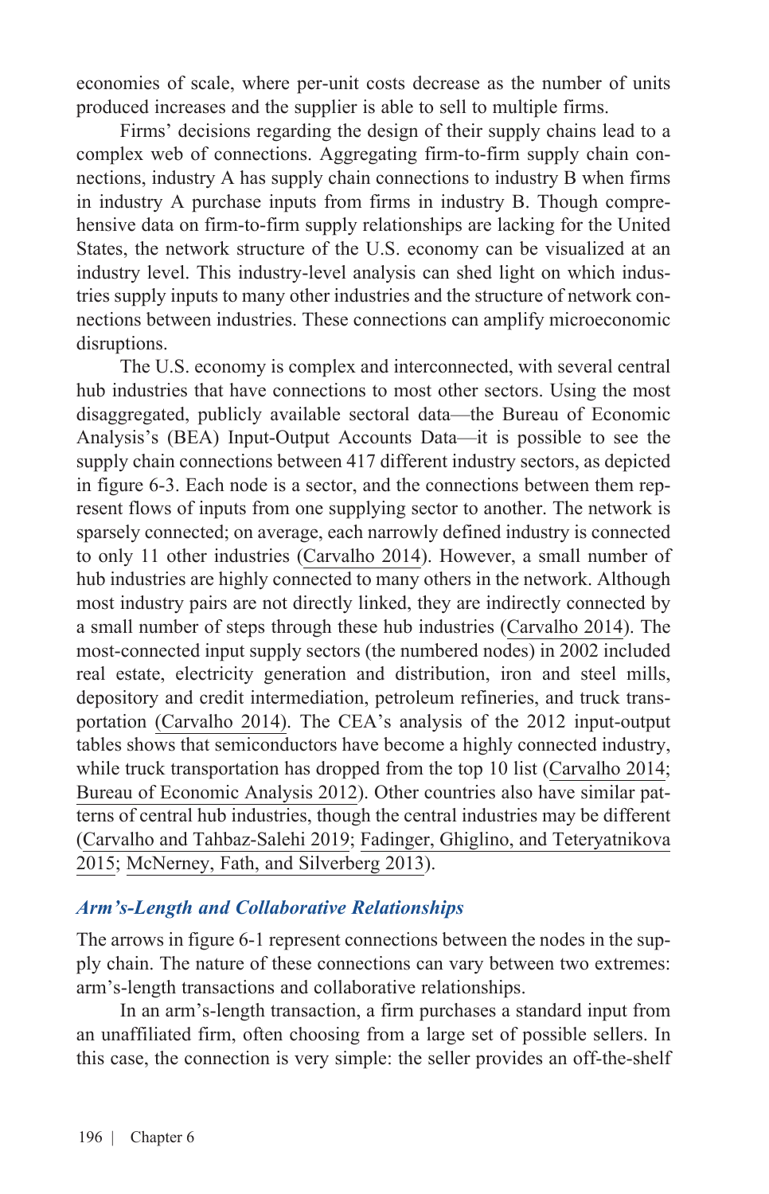economies of scale, where per-unit costs decrease as the number of units produced increases and the supplier is able to sell to multiple firms.

Firms' decisions regarding the design of their supply chains lead to a complex web of connections. Aggregating firm-to-firm supply chain connections, industry A has supply chain connections to industry B when firms in industry A purchase inputs from firms in industry B. Though comprehensive data on firm-to-firm supply relationships are lacking for the United States, the network structure of the U.S. economy can be visualized at an industry level. This industry-level analysis can shed light on which industries supply inputs to many other industries and the structure of network connections between industries. These connections can amplify microeconomic disruptions.

The U.S. economy is complex and interconnected, with several central hub industries that have connections to most other sectors. Using the most disaggregated, publicly available sectoral data—the Bureau of Economic Analysis's (BEA) Input-Output Accounts Data—it is possible to see the supply chain connections between 417 different industry sectors, as depicted in figure 6-3. Each node is a sector, and the connections between them represent flows of inputs from one supplying sector to another. The network is sparsely connected; on average, each narrowly defined industry is connected to only 11 other industries (Carvalho 2014). However, a small number of hub industries are highly connected to many others in the network. Although most industry pairs are not directly linked, they are indirectly connected by a small number of steps through these hub industries (Carvalho 2014). The most-connected input supply sectors (the numbered nodes) in 2002 included real estate, electricity generation and distribution, iron and steel mills, depository and credit intermediation, petroleum refineries, and truck transportation (Carvalho 2014). The CEA's analysis of the 2012 input-output tables shows that semiconductors have become a highly connected industry, while truck transportation has dropped from the top 10 list (Carvalho 2014; Bureau of Economic Analysis 2012). Other countries also have similar patterns of central hub industries, though the central industries may be different (Carvalho and Tahbaz-Salehi 2019; Fadinger, Ghiglino, and Teteryatnikova 2015; McNerney, Fath, and Silverberg 2013).

### *Arm's-Length and Collaborative Relationships*

The arrows in figure 6-1 represent connections between the nodes in the supply chain. The nature of these connections can vary between two extremes: arm's-length transactions and collaborative relationships.

In an arm's-length transaction, a firm purchases a standard input from an unaffiliated firm, often choosing from a large set of possible sellers. In this case, the connection is very simple: the seller provides an off-the-shelf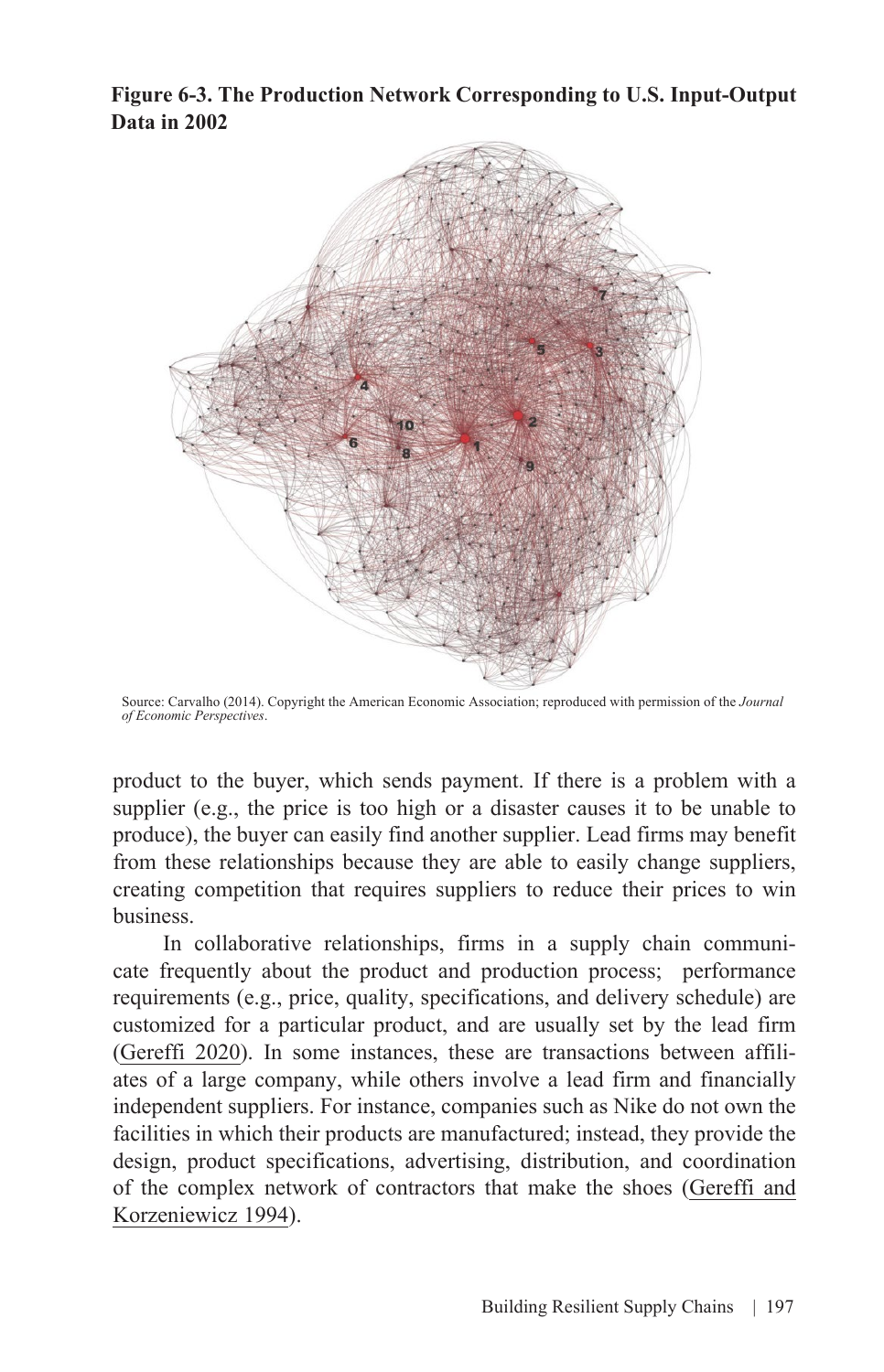**Figure 6-3. The Production Network Corresponding to U.S. Input-Output Data in 2002**

Source: Carvalho (2014). Copyright the American Economic Association; reproduced with permission of the *Journal of Economic Perspectives*.

product to the buyer, which sends payment. If there is a problem with a supplier (e.g., the price is too high or a disaster causes it to be unable to produce), the buyer can easily find another supplier. Lead firms may benefit from these relationships because they are able to easily change suppliers, creating competition that requires suppliers to reduce their prices to win business.

In collaborative relationships, firms in a supply chain communicate frequently about the product and production process; performance requirements (e.g., price, quality, specifications, and delivery schedule) are customized for a particular product, and are usually set by the lead firm (Gereffi 2020). In some instances, these are transactions between affiliates of a large company, while others involve a lead firm and financially independent suppliers. For instance, companies such as Nike do not own the facilities in which their products are manufactured; instead, they provide the design, product specifications, advertising, distribution, and coordination of the complex network of contractors that make the shoes (Gereffi and Korzeniewicz 1994).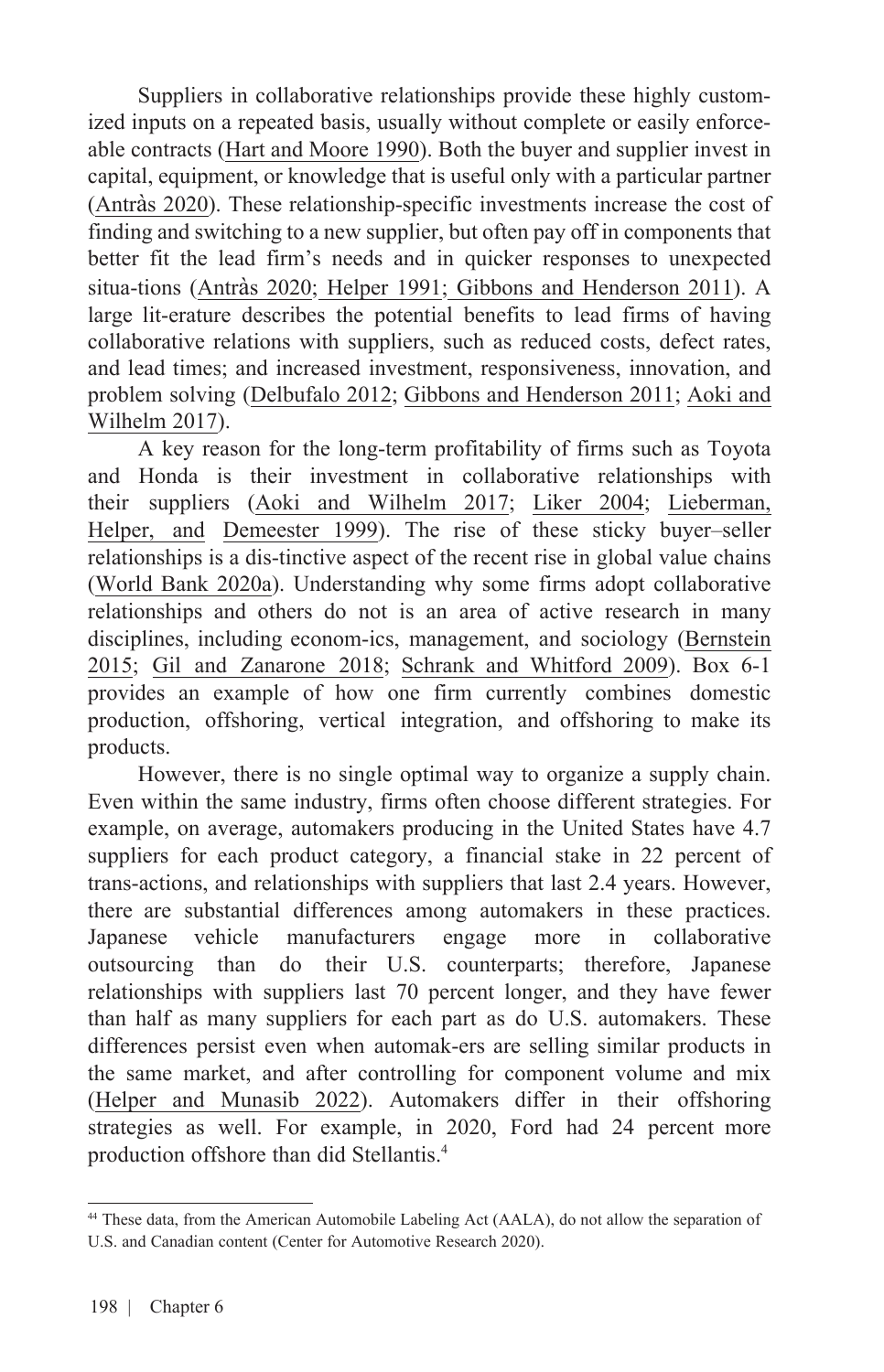Suppliers in collaborative relationships provide these highly customized inputs on a repeated basis, usually without complete or easily enforceable contracts (Hart and Moore 1990). Both the buyer and supplier invest in capital, equipment, or knowledge that is useful only with a particular partner (Antràs 2020). These relationship-specific investments increase the cost of finding and switching to a new supplier, but often pay off in components that better fit the lead firm's needs and in quicker responses to unexpected situa-tions (Antràs 2020; Helper 1991; Gibbons and Henderson 2011). A large lit-erature describes the potential benefits to lead firms of having collaborative relations with suppliers, such as reduced costs, defect rates, and lead times; and increased investment, responsiveness, innovation, and problem solving (Delbufalo 2012; Gibbons and Henderson 2011; Aoki and Wilhelm 2017).

A key reason for the long-term profitability of firms such as Toyota and Honda is their investment in collaborative relationships with their suppliers (Aoki and Wilhelm 2017; Liker 2004; Lieberman, Helper, and Demeester 1999). The rise of these sticky buyer–seller relationships is a dis-tinctive aspect of the recent rise in global value chains (World Bank 2020a). Understanding why some firms adopt collaborative relationships and others do not is an area of active research in many disciplines, including econom-ics, management, and sociology (Bernstein 2015; Gil and Zanarone 2018; Schrank and Whitford 2009). Box 6-1 provides an example of how one firm currently combines domestic production, offshoring, vertical integration, and offshoring to make its products.

However, there is no single optimal way to organize a supply chain. Even within the same industry, firms often choose different strategies. For example, on average, automakers producing in the United States have 4.7 suppliers for each product category, a financial stake in 22 percent of trans-actions, and relationships with suppliers that last 2.4 years. However, there are substantial differences among automakers in these practices. Japanese vehicle manufacturers engage more in collaborative outsourcing than do their U.S. counterparts; therefore, Japanese relationships with suppliers last 70 percent longer, and they have fewer than half as many suppliers for each part as do U.S. automakers. These differences persist even when automak-ers are selling similar products in the same market, and after controlling for component volume and mix (Helper and Munasib 2022). Automakers differ in their offshoring strategies as well. For example, in 2020, Ford had 24 percent more production offshore than did Stellantis.[4]

[44] These data, from the American Automobile Labeling Act (AALA), do not allow the separation of U.S. and Canadian content (Center for Automotive Research 2020).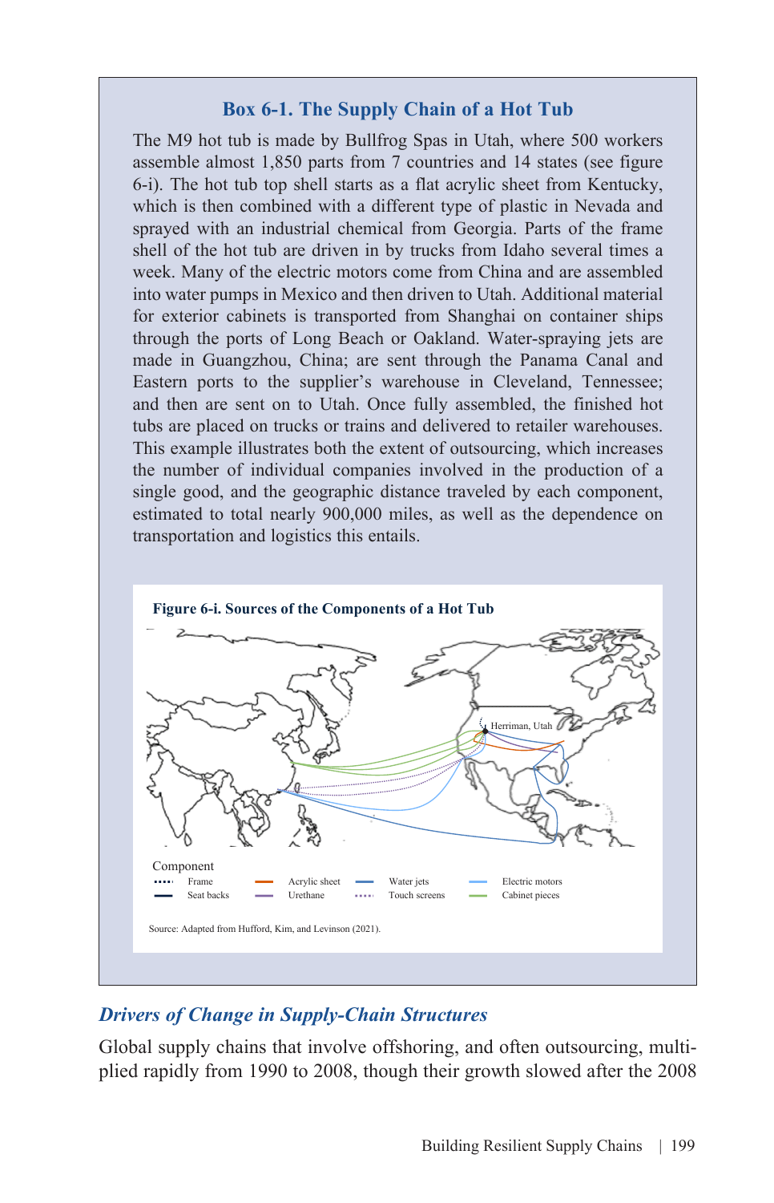## Box 6-1. The Supply Chain of a Hot Tub

The M9 hot tub is made by Bullfrog Spas in Utah, where 500 workers assemble almost 1,850 parts from 7 countries and 14 states (see figure 6-i). The hot tub top shell starts as a flat acrylic sheet from Kentucky, which is then combined with a different type of plastic in Nevada and sprayed with an industrial chemical from Georgia. Parts of the frame shell of the hot tub are driven in by trucks from Idaho several times a week. Many of the electric motors come from China and are assembled into water pumps in Mexico and then driven to Utah. Additional material for exterior cabinets is transported from Shanghai on container ships through the ports of Long Beach or Oakland. Water-spraying jets are made in Guangzhou, China; are sent through the Panama Canal and Eastern ports to the supplier's warehouse in Cleveland, Tennessee; and then are sent on to Utah. Once fully assembled, the finished hot tubs are placed on trucks or trains and delivered to retailer warehouses. This example illustrates both the extent of outsourcing, which increases the number of individual companies involved in the production of a single good, and the geographic distance traveled by each component, estimated to total nearly 900,000 miles, as well as the dependence on transportation and logistics this entails.

**Figure 6-i. Sources of the Components of a Hot Tub**

Herriman, Utah

Component: Frame; Seat backs; Acrylic sheet; Urethane; Water jets; Touch screens; Electric motors; Cabinet pieces

Source: Adapted from Hufford, Kim, and Levinson (2021).

### *Drivers of Change in Supply-Chain Structures*

Global supply chains that involve offshoring, and often outsourcing, multiplied rapidly from 1990 to 2008, though their growth slowed after the 2008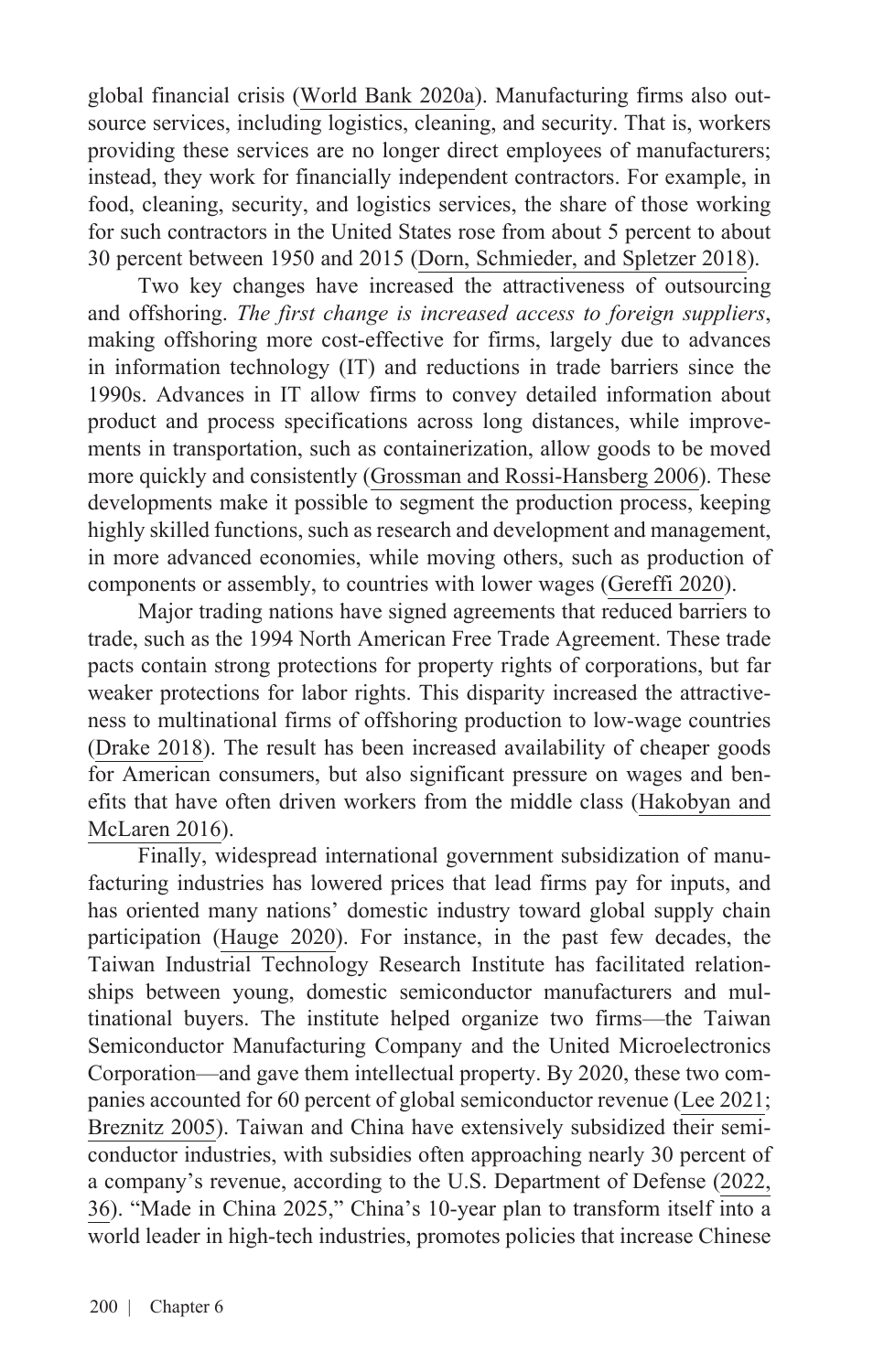global financial crisis (World Bank 2020a). Manufacturing firms also outsource services, including logistics, cleaning, and security. That is, workers providing these services are no longer direct employees of manufacturers; instead, they work for financially independent contractors. For example, in food, cleaning, security, and logistics services, the share of those working for such contractors in the United States rose from about 5 percent to about 30 percent between 1950 and 2015 (Dorn, Schmieder, and Spletzer 2018).

Two key changes have increased the attractiveness of outsourcing and offshoring. *The first change is increased access to foreign suppliers*, making offshoring more cost-effective for firms, largely due to advances in information technology (IT) and reductions in trade barriers since the 1990s. Advances in IT allow firms to convey detailed information about product and process specifications across long distances, while improvements in transportation, such as containerization, allow goods to be moved more quickly and consistently (Grossman and Rossi-Hansberg 2006). These developments make it possible to segment the production process, keeping highly skilled functions, such as research and development and management, in more advanced economies, while moving others, such as production of components or assembly, to countries with lower wages (Gereffi 2020).

Major trading nations have signed agreements that reduced barriers to trade, such as the 1994 North American Free Trade Agreement. These trade pacts contain strong protections for property rights of corporations, but far weaker protections for labor rights. This disparity increased the attractiveness to multinational firms of offshoring production to low-wage countries (Drake 2018). The result has been increased availability of cheaper goods for American consumers, but also significant pressure on wages and benefits that have often driven workers from the middle class (Hakobyan and McLaren 2016).

Finally, widespread international government subsidization of manufacturing industries has lowered prices that lead firms pay for inputs, and has oriented many nations' domestic industry toward global supply chain participation (Hauge 2020). For instance, in the past few decades, the Taiwan Industrial Technology Research Institute has facilitated relationships between young, domestic semiconductor manufacturers and multinational buyers. The institute helped organize two firms—the Taiwan Semiconductor Manufacturing Company and the United Microelectronics Corporation—and gave them intellectual property. By 2020, these two companies accounted for 60 percent of global semiconductor revenue (Lee 2021; Breznitz 2005). Taiwan and China have extensively subsidized their semiconductor industries, with subsidies often approaching nearly 30 percent of a company's revenue, according to the U.S. Department of Defense (2022, 36). "Made in China 2025," China's 10-year plan to transform itself into a world leader in high-tech industries, promotes policies that increase Chinese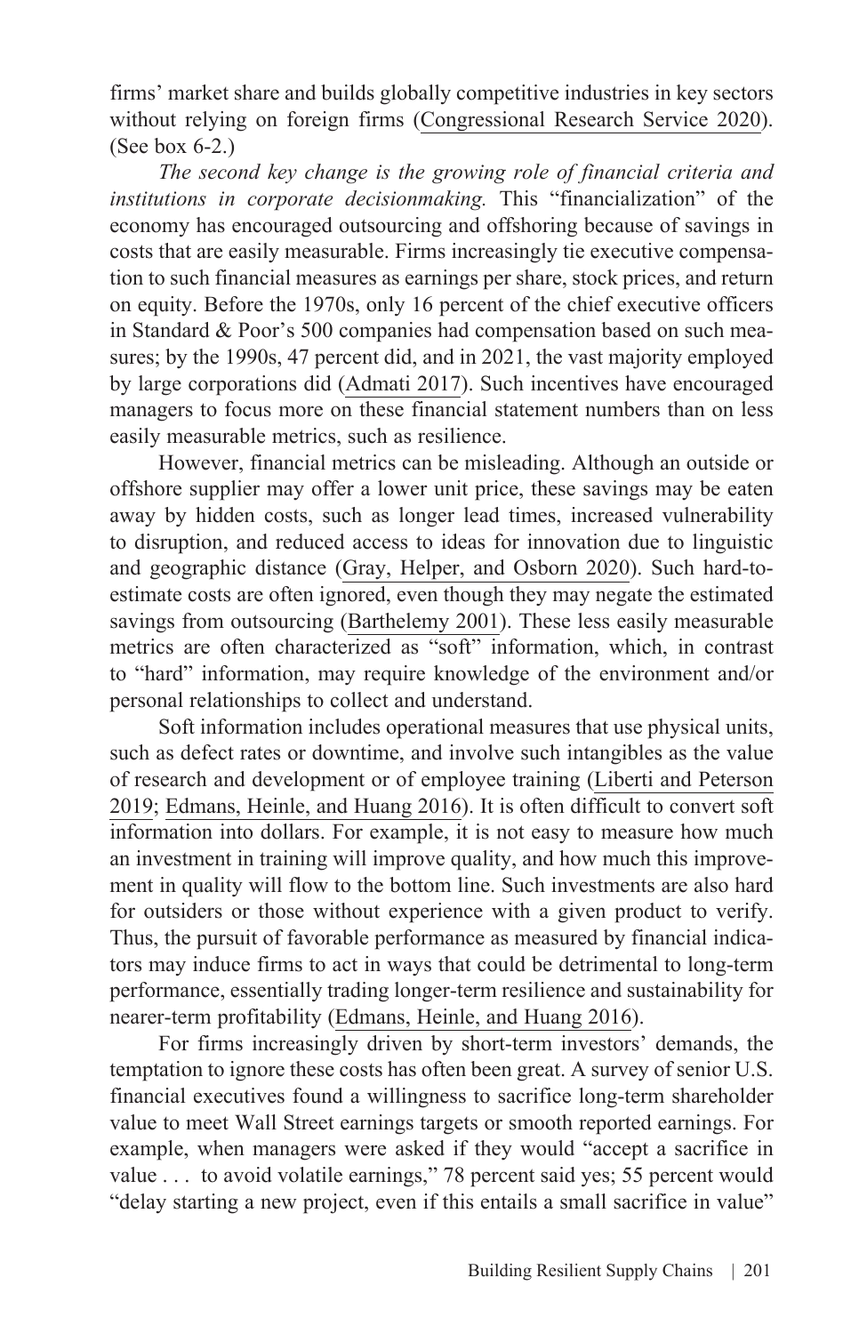firms' market share and builds globally competitive industries in key sectors without relying on foreign firms (Congressional Research Service 2020). (See box 6-2.)

*The second key change is the growing role of financial criteria and institutions in corporate decisionmaking.* This "financialization" of the economy has encouraged outsourcing and offshoring because of savings in costs that are easily measurable. Firms increasingly tie executive compensation to such financial measures as earnings per share, stock prices, and return on equity. Before the 1970s, only 16 percent of the chief executive officers in Standard & Poor's 500 companies had compensation based on such measures; by the 1990s, 47 percent did, and in 2021, the vast majority employed by large corporations did (Admati 2017). Such incentives have encouraged managers to focus more on these financial statement numbers than on less easily measurable metrics, such as resilience.

However, financial metrics can be misleading. Although an outside or offshore supplier may offer a lower unit price, these savings may be eaten away by hidden costs, such as longer lead times, increased vulnerability to disruption, and reduced access to ideas for innovation due to linguistic and geographic distance (Gray, Helper, and Osborn 2020). Such hard-to-estimate costs are often ignored, even though they may negate the estimated savings from outsourcing (Barthelemy 2001). These less easily measurable metrics are often characterized as "soft" information, which, in contrast to "hard" information, may require knowledge of the environment and/or personal relationships to collect and understand.

Soft information includes operational measures that use physical units, such as defect rates or downtime, and involve such intangibles as the value of research and development or of employee training (Liberti and Peterson 2019; Edmans, Heinle, and Huang 2016). It is often difficult to convert soft information into dollars. For example, it is not easy to measure how much an investment in training will improve quality, and how much this improvement in quality will flow to the bottom line. Such investments are also hard for outsiders or those without experience with a given product to verify. Thus, the pursuit of favorable performance as measured by financial indicators may induce firms to act in ways that could be detrimental to long-term performance, essentially trading longer-term resilience and sustainability for nearer-term profitability (Edmans, Heinle, and Huang 2016).

For firms increasingly driven by short-term investors' demands, the temptation to ignore these costs has often been great. A survey of senior U.S. financial executives found a willingness to sacrifice long-term shareholder value to meet Wall Street earnings targets or smooth reported earnings. For example, when managers were asked if they would "accept a sacrifice in value . . . to avoid volatile earnings," 78 percent said yes; 55 percent would "delay starting a new project, even if this entails a small sacrifice in value"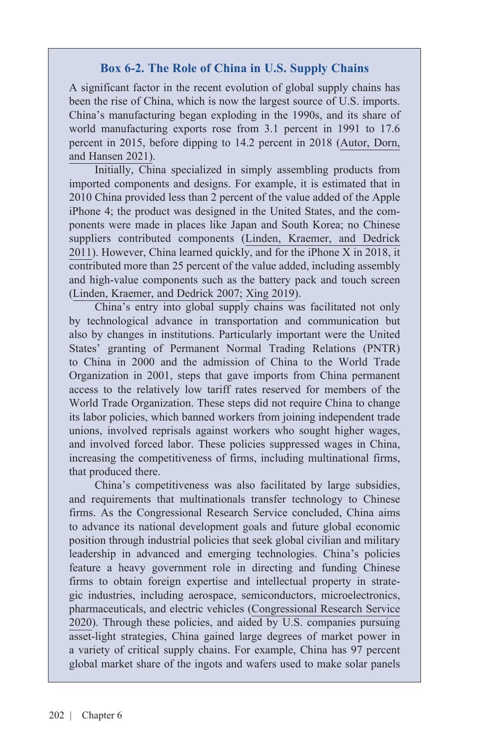### Box 6-2. The Role of China in U.S. Supply Chains

A significant factor in the recent evolution of global supply chains has been the rise of China, which is now the largest source of U.S. imports. China's manufacturing began exploding in the 1990s, and its share of world manufacturing exports rose from 3.1 percent in 1991 to 17.6 percent in 2015, before dipping to 14.2 percent in 2018 (Autor, Dorn, and Hansen 2021).

Initially, China specialized in simply assembling products from imported components and designs. For example, it is estimated that in 2010 China provided less than 2 percent of the value added of the Apple iPhone 4; the product was designed in the United States, and the components were made in places like Japan and South Korea; no Chinese suppliers contributed components (Linden, Kraemer, and Dedrick 2011). However, China learned quickly, and for the iPhone X in 2018, it contributed more than 25 percent of the value added, including assembly and high-value components such as the battery pack and touch screen (Linden, Kraemer, and Dedrick 2007; Xing 2019).

China's entry into global supply chains was facilitated not only by technological advance in transportation and communication but also by changes in institutions. Particularly important were the United States' granting of Permanent Normal Trading Relations (PNTR) to China in 2000 and the admission of China to the World Trade Organization in 2001, steps that gave imports from China permanent access to the relatively low tariff rates reserved for members of the World Trade Organization. These steps did not require China to change its labor policies, which banned workers from joining independent trade unions, involved reprisals against workers who sought higher wages, and involved forced labor. These policies suppressed wages in China, increasing the competitiveness of firms, including multinational firms, that produced there.

China's competitiveness was also facilitated by large subsidies, and requirements that multinationals transfer technology to Chinese firms. As the Congressional Research Service concluded, China aims to advance its national development goals and future global economic position through industrial policies that seek global civilian and military leadership in advanced and emerging technologies. China's policies feature a heavy government role in directing and funding Chinese firms to obtain foreign expertise and intellectual property in strategic industries, including aerospace, semiconductors, microelectronics, pharmaceuticals, and electric vehicles (Congressional Research Service 2020). Through these policies, and aided by U.S. companies pursuing asset-light strategies, China gained large degrees of market power in a variety of critical supply chains. For example, China has 97 percent global market share of the ingots and wafers used to make solar panels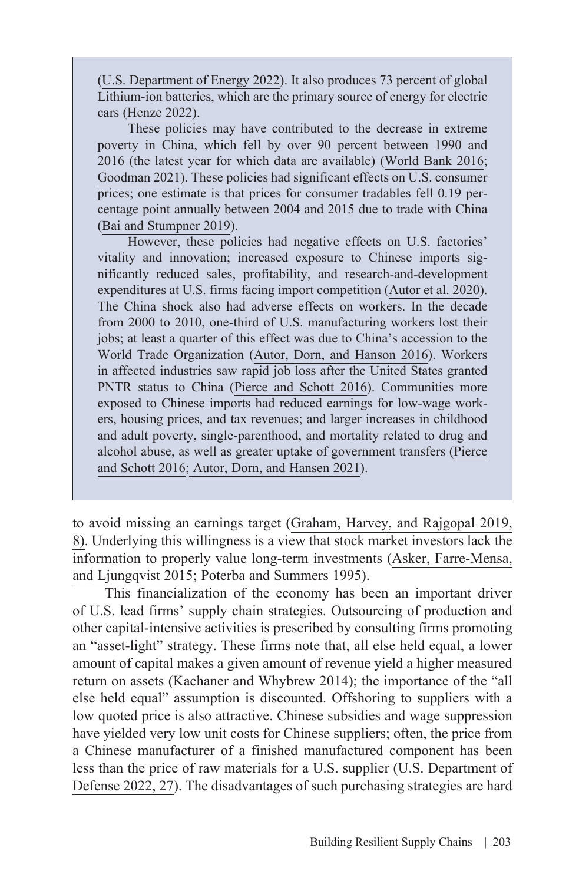(U.S. Department of Energy 2022). It also produces 73 percent of global Lithium-ion batteries, which are the primary source of energy for electric cars (Henze 2022).

These policies may have contributed to the decrease in extreme poverty in China, which fell by over 90 percent between 1990 and 2016 (the latest year for which data are available) (World Bank 2016; Goodman 2021). These policies had significant effects on U.S. consumer prices; one estimate is that prices for consumer tradables fell 0.19 percentage point annually between 2004 and 2015 due to trade with China (Bai and Stumpner 2019).

However, these policies had negative effects on U.S. factories' vitality and innovation; increased exposure to Chinese imports significantly reduced sales, profitability, and research-and-development expenditures at U.S. firms facing import competition (Autor et al. 2020). The China shock also had adverse effects on workers. In the decade from 2000 to 2010, one-third of U.S. manufacturing workers lost their jobs; at least a quarter of this effect was due to China's accession to the World Trade Organization (Autor, Dorn, and Hanson 2016). Workers in affected industries saw rapid job loss after the United States granted PNTR status to China (Pierce and Schott 2016). Communities more exposed to Chinese imports had reduced earnings for low-wage workers, housing prices, and tax revenues; and larger increases in childhood and adult poverty, single-parenthood, and mortality related to drug and alcohol abuse, as well as greater uptake of government transfers (Pierce and Schott 2016; Autor, Dorn, and Hansen 2021).

to avoid missing an earnings target (Graham, Harvey, and Rajgopal 2019, 8). Underlying this willingness is a view that stock market investors lack the information to properly value long-term investments (Asker, Farre-Mensa, and Ljungqvist 2015; Poterba and Summers 1995).

This financialization of the economy has been an important driver of U.S. lead firms' supply chain strategies. Outsourcing of production and other capital-intensive activities is prescribed by consulting firms promoting an "asset-light" strategy. These firms note that, all else held equal, a lower amount of capital makes a given amount of revenue yield a higher measured return on assets (Kachaner and Whybrew 2014); the importance of the "all else held equal" assumption is discounted. Offshoring to suppliers with a low quoted price is also attractive. Chinese subsidies and wage suppression have yielded very low unit costs for Chinese suppliers; often, the price from a Chinese manufacturer of a finished manufactured component has been less than the price of raw materials for a U.S. supplier (U.S. Department of Defense 2022, 27). The disadvantages of such purchasing strategies are hard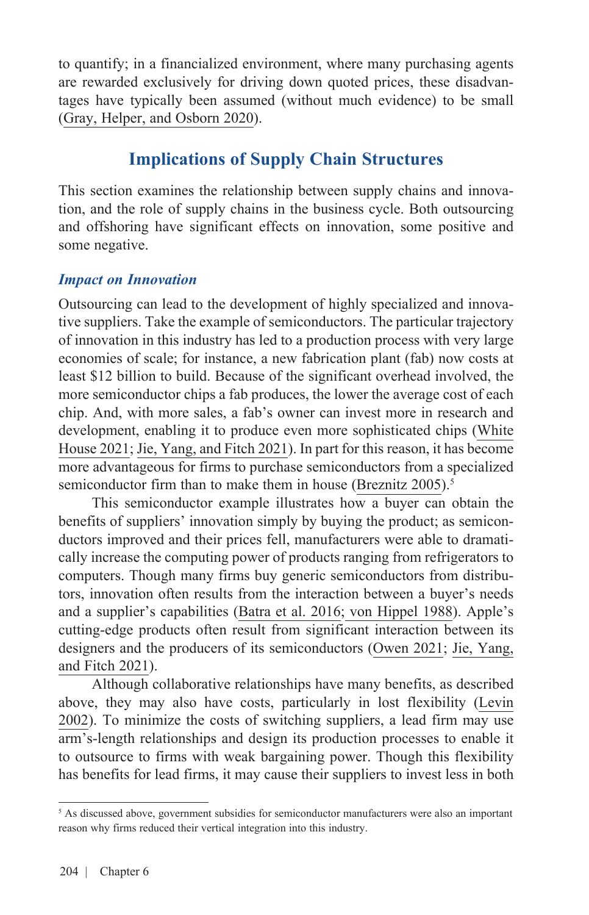to quantify; in a financialized environment, where many purchasing agents are rewarded exclusively for driving down quoted prices, these disadvantages have typically been assumed (without much evidence) to be small (Gray, Helper, and Osborn 2020).

## Implications of Supply Chain Structures

This section examines the relationship between supply chains and innovation, and the role of supply chains in the business cycle. Both outsourcing and offshoring have significant effects on innovation, some positive and some negative.

### *Impact on Innovation*

Outsourcing can lead to the development of highly specialized and innovative suppliers. Take the example of semiconductors. The particular trajectory of innovation in this industry has led to a production process with very large economies of scale; for instance, a new fabrication plant (fab) now costs at least $12 billion to build. Because of the significant overhead involved, the more semiconductor chips a fab produces, the lower the average cost of each chip. And, with more sales, a fab's owner can invest more in research and development, enabling it to produce even more sophisticated chips (White House 2021; Jie, Yang, and Fitch 2021). In part for this reason, it has become more advantageous for firms to purchase semiconductors from a specialized semiconductor firm than to make them in house (Breznitz 2005).[5]

This semiconductor example illustrates how a buyer can obtain the benefits of suppliers' innovation simply by buying the product; as semiconductors improved and their prices fell, manufacturers were able to dramatically increase the computing power of products ranging from refrigerators to computers. Though many firms buy generic semiconductors from distributors, innovation often results from the interaction between a buyer's needs and a supplier's capabilities (Batra et al. 2016; von Hippel 1988). Apple's cutting-edge products often result from significant interaction between its designers and the producers of its semiconductors (Owen 2021; Jie, Yang, and Fitch 2021).

Although collaborative relationships have many benefits, as described above, they may also have costs, particularly in lost flexibility (Levin 2002). To minimize the costs of switching suppliers, a lead firm may use arm's-length relationships and design its production processes to enable it to outsource to firms with weak bargaining power. Though this flexibility has benefits for lead firms, it may cause their suppliers to invest less in both

[5] As discussed above, government subsidies for semiconductor manufacturers were also an important reason why firms reduced their vertical integration into this industry.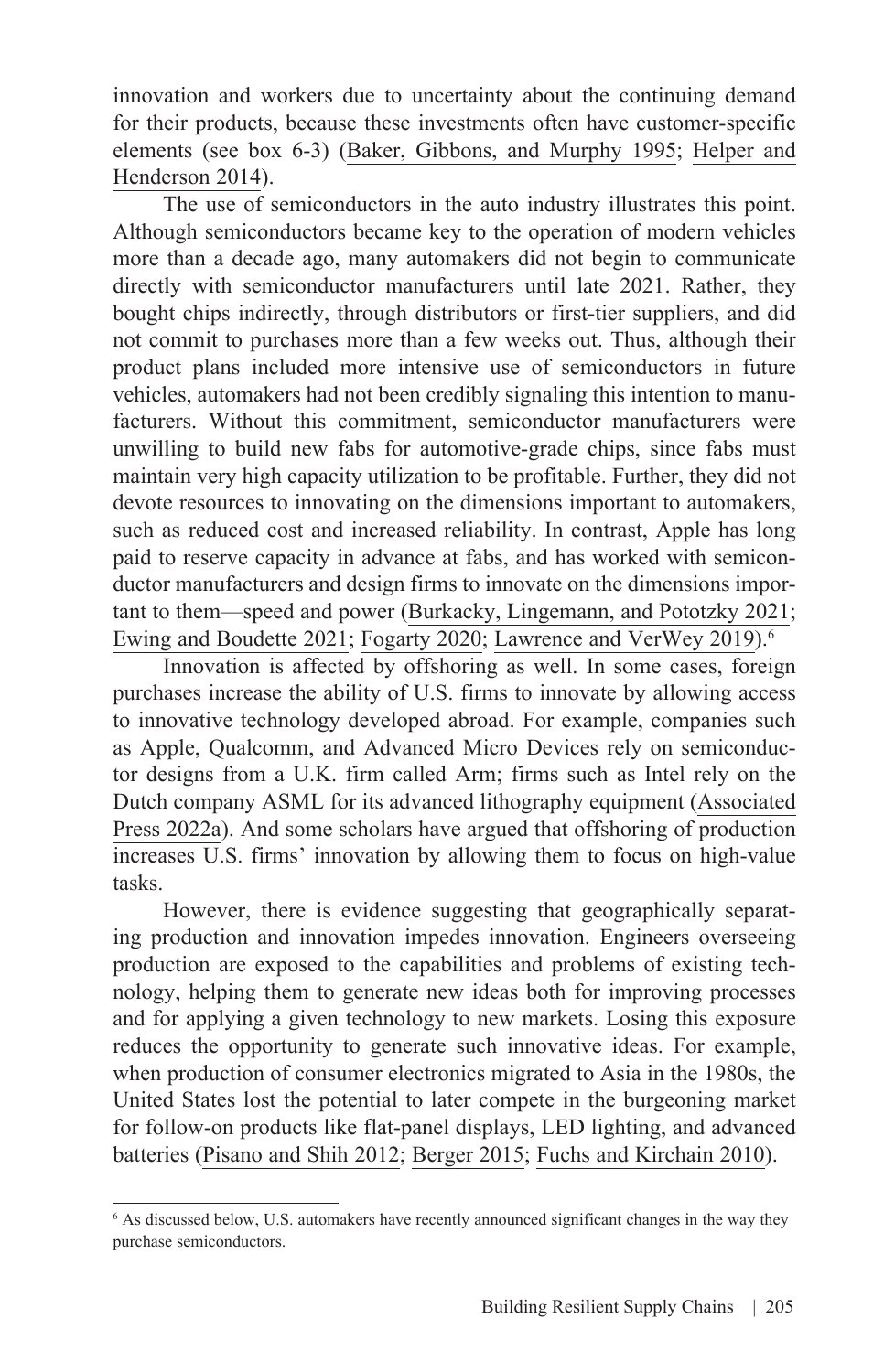innovation and workers due to uncertainty about the continuing demand for their products, because these investments often have customer-specific elements (see box 6-3) (Baker, Gibbons, and Murphy 1995; Helper and Henderson 2014).

The use of semiconductors in the auto industry illustrates this point. Although semiconductors became key to the operation of modern vehicles more than a decade ago, many automakers did not begin to communicate directly with semiconductor manufacturers until late 2021. Rather, they bought chips indirectly, through distributors or first-tier suppliers, and did not commit to purchases more than a few weeks out. Thus, although their product plans included more intensive use of semiconductors in future vehicles, automakers had not been credibly signaling this intention to manufacturers. Without this commitment, semiconductor manufacturers were unwilling to build new fabs for automotive-grade chips, since fabs must maintain very high capacity utilization to be profitable. Further, they did not devote resources to innovating on the dimensions important to automakers, such as reduced cost and increased reliability. In contrast, Apple has long paid to reserve capacity in advance at fabs, and has worked with semiconductor manufacturers and design firms to innovate on the dimensions important to them—speed and power (Burkacky, Lingemann, and Pototzky 2021; Ewing and Boudette 2021; Fogarty 2020; Lawrence and VerWey 2019).[6]

Innovation is affected by offshoring as well. In some cases, foreign purchases increase the ability of U.S. firms to innovate by allowing access to innovative technology developed abroad. For example, companies such as Apple, Qualcomm, and Advanced Micro Devices rely on semiconductor designs from a U.K. firm called Arm; firms such as Intel rely on the Dutch company ASML for its advanced lithography equipment (Associated Press 2022a). And some scholars have argued that offshoring of production increases U.S. firms' innovation by allowing them to focus on high-value tasks.

However, there is evidence suggesting that geographically separating production and innovation impedes innovation. Engineers overseeing production are exposed to the capabilities and problems of existing technology, helping them to generate new ideas both for improving processes and for applying a given technology to new markets. Losing this exposure reduces the opportunity to generate such innovative ideas. For example, when production of consumer electronics migrated to Asia in the 1980s, the United States lost the potential to later compete in the burgeoning market for follow-on products like flat-panel displays, LED lighting, and advanced batteries (Pisano and Shih 2012; Berger 2015; Fuchs and Kirchain 2010).

[6] As discussed below, U.S. automakers have recently announced significant changes in the way they purchase semiconductors.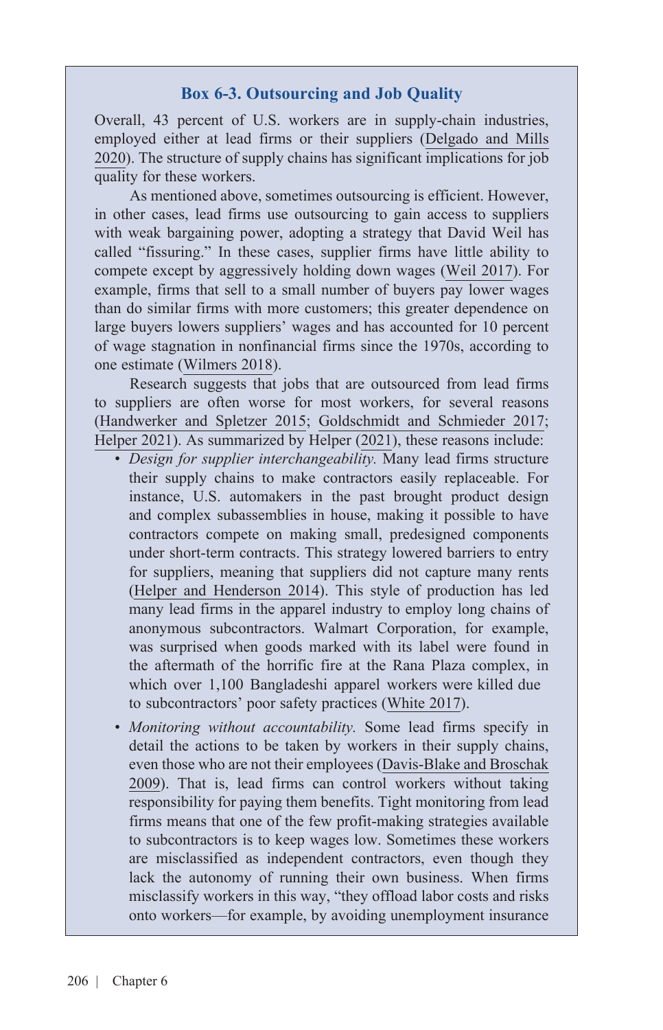### Box 6-3. Outsourcing and Job Quality

Overall, 43 percent of U.S. workers are in supply-chain industries, employed either at lead firms or their suppliers (Delgado and Mills 2020). The structure of supply chains has significant implications for job quality for these workers.

As mentioned above, sometimes outsourcing is efficient. However, in other cases, lead firms use outsourcing to gain access to suppliers with weak bargaining power, adopting a strategy that David Weil has called "fissuring." In these cases, supplier firms have little ability to compete except by aggressively holding down wages (Weil 2017). For example, firms that sell to a small number of buyers pay lower wages than do similar firms with more customers; this greater dependence on large buyers lowers suppliers' wages and has accounted for 10 percent of wage stagnation in nonfinancial firms since the 1970s, according to one estimate (Wilmers 2018).

Research suggests that jobs that are outsourced from lead firms to suppliers are often worse for most workers, for several reasons (Handwerker and Spletzer 2015; Goldschmidt and Schmieder 2017; Helper 2021). As summarized by Helper (2021), these reasons include:

- *Design for supplier interchangeability.* Many lead firms structure their supply chains to make contractors easily replaceable. For instance, U.S. automakers in the past brought product design and complex subassemblies in house, making it possible to have contractors compete on making small, predesigned components under short-term contracts. This strategy lowered barriers to entry for suppliers, meaning that suppliers did not capture many rents (Helper and Henderson 2014). This style of production has led many lead firms in the apparel industry to employ long chains of anonymous subcontractors. Walmart Corporation, for example, was surprised when goods marked with its label were found in the aftermath of the horrific fire at the Rana Plaza complex, in which over 1,100 Bangladeshi apparel workers were killed due to subcontractors' poor safety practices (White 2017).
- *Monitoring without accountability.* Some lead firms specify in detail the actions to be taken by workers in their supply chains, even those who are not their employees (Davis-Blake and Broschak 2009). That is, lead firms can control workers without taking responsibility for paying them benefits. Tight monitoring from lead firms means that one of the few profit-making strategies available to subcontractors is to keep wages low. Sometimes these workers are misclassified as independent contractors, even though they lack the autonomy of running their own business. When firms misclassify workers in this way, "they offload labor costs and risks onto workers—for example, by avoiding unemployment insurance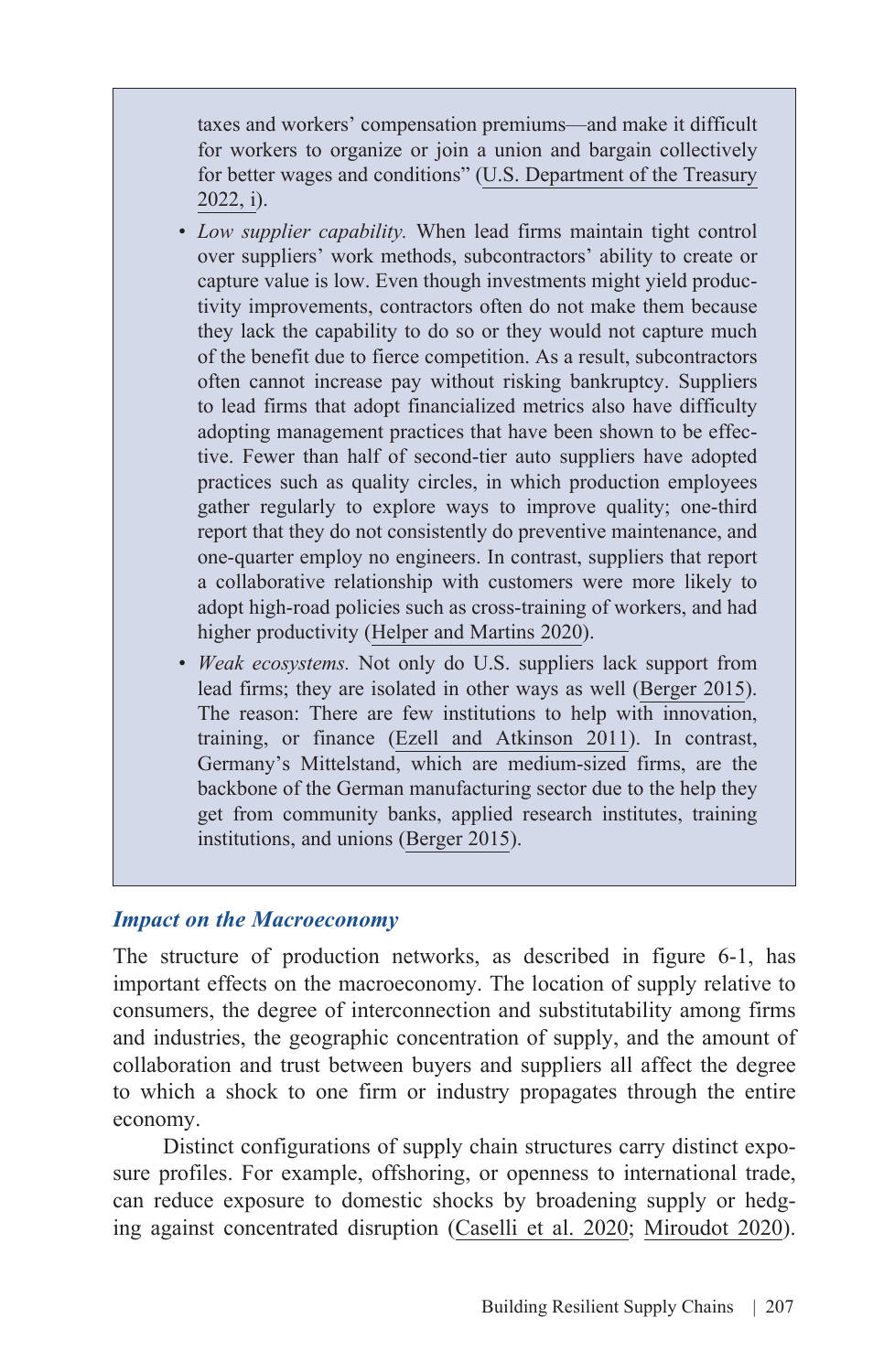taxes and workers' compensation premiums—and make it difficult for workers to organize or join a union and bargain collectively for better wages and conditions" (U.S. Department of the Treasury 2022, i).

- *Low supplier capability.* When lead firms maintain tight control over suppliers' work methods, subcontractors' ability to create or capture value is low. Even though investments might yield productivity improvements, contractors often do not make them because they lack the capability to do so or they would not capture much of the benefit due to fierce competition. As a result, subcontractors often cannot increase pay without risking bankruptcy. Suppliers to lead firms that adopt financialized metrics also have difficulty adopting management practices that have been shown to be effective. Fewer than half of second-tier auto suppliers have adopted practices such as quality circles, in which production employees gather regularly to explore ways to improve quality; one-third report that they do not consistently do preventive maintenance, and one-quarter employ no engineers. In contrast, suppliers that report a collaborative relationship with customers were more likely to adopt high-road policies such as cross-training of workers, and had higher productivity (Helper and Martins 2020).
- *Weak ecosystems.* Not only do U.S. suppliers lack support from lead firms; they are isolated in other ways as well (Berger 2015). The reason: There are few institutions to help with innovation, training, or finance (Ezell and Atkinson 2011). In contrast, Germany's Mittelstand, which are medium-sized firms, are the backbone of the German manufacturing sector due to the help they get from community banks, applied research institutes, training institutions, and unions (Berger 2015).

### *Impact on the Macroeconomy*

The structure of production networks, as described in figure 6-1, has important effects on the macroeconomy. The location of supply relative to consumers, the degree of interconnection and substitutability among firms and industries, the geographic concentration of supply, and the amount of collaboration and trust between buyers and suppliers all affect the degree to which a shock to one firm or industry propagates through the entire economy.

Distinct configurations of supply chain structures carry distinct exposure profiles. For example, offshoring, or openness to international trade, can reduce exposure to domestic shocks by broadening supply or hedging against concentrated disruption (Caselli et al. 2020; Miroudot 2020).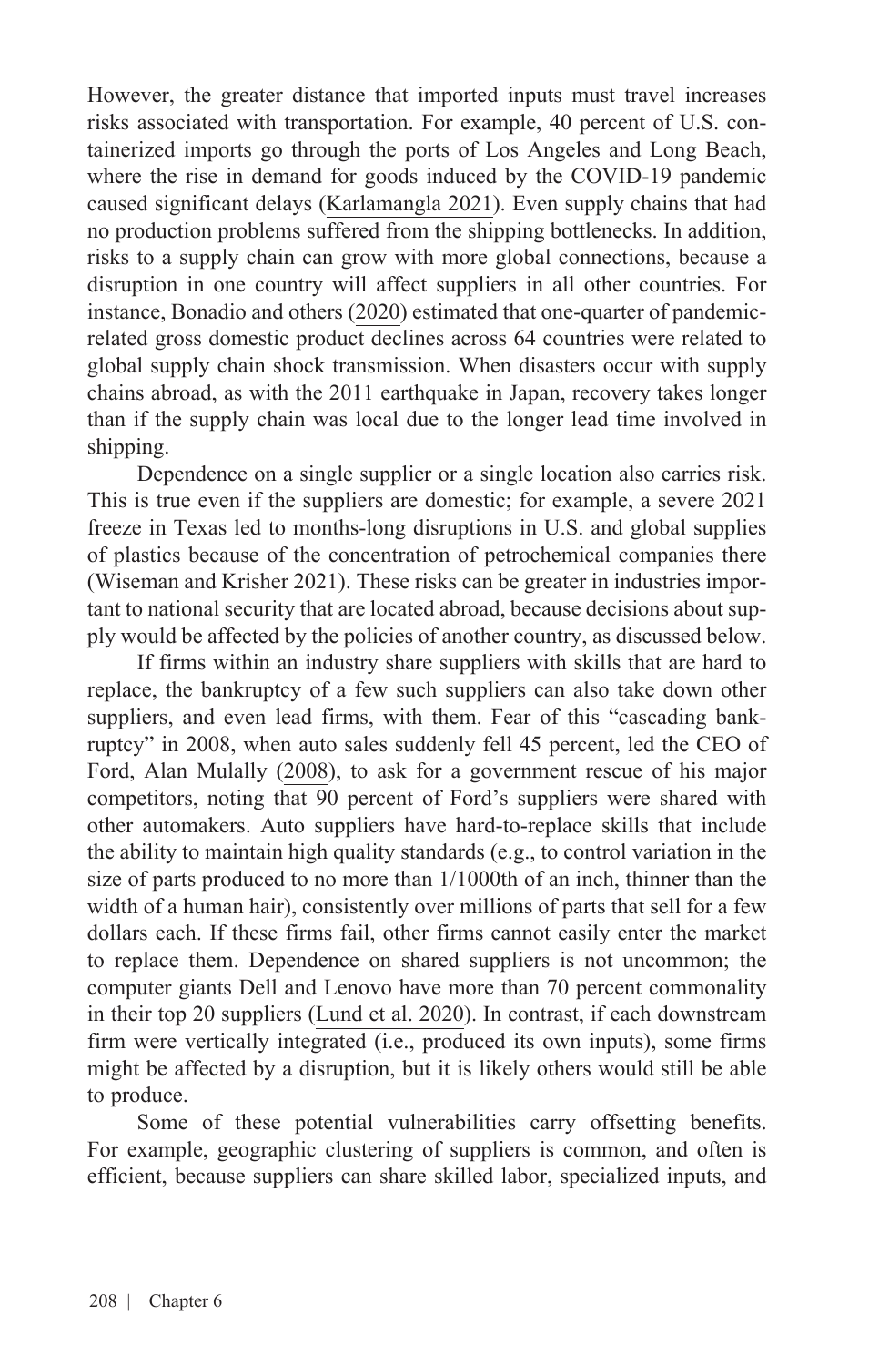However, the greater distance that imported inputs must travel increases risks associated with transportation. For example, 40 percent of U.S. containerized imports go through the ports of Los Angeles and Long Beach, where the rise in demand for goods induced by the COVID-19 pandemic caused significant delays (Karlamangla 2021). Even supply chains that had no production problems suffered from the shipping bottlenecks. In addition, risks to a supply chain can grow with more global connections, because a disruption in one country will affect suppliers in all other countries. For instance, Bonadio and others (2020) estimated that one-quarter of pandemic-related gross domestic product declines across 64 countries were related to global supply chain shock transmission. When disasters occur with supply chains abroad, as with the 2011 earthquake in Japan, recovery takes longer than if the supply chain was local due to the longer lead time involved in shipping.

Dependence on a single supplier or a single location also carries risk. This is true even if the suppliers are domestic; for example, a severe 2021 freeze in Texas led to months-long disruptions in U.S. and global supplies of plastics because of the concentration of petrochemical companies there (Wiseman and Krisher 2021). These risks can be greater in industries important to national security that are located abroad, because decisions about supply would be affected by the policies of another country, as discussed below.

If firms within an industry share suppliers with skills that are hard to replace, the bankruptcy of a few such suppliers can also take down other suppliers, and even lead firms, with them. Fear of this "cascading bankruptcy" in 2008, when auto sales suddenly fell 45 percent, led the CEO of Ford, Alan Mulally (2008), to ask for a government rescue of his major competitors, noting that 90 percent of Ford's suppliers were shared with other automakers. Auto suppliers have hard-to-replace skills that include the ability to maintain high quality standards (e.g., to control variation in the size of parts produced to no more than 1/1000th of an inch, thinner than the width of a human hair), consistently over millions of parts that sell for a few dollars each. If these firms fail, other firms cannot easily enter the market to replace them. Dependence on shared suppliers is not uncommon; the computer giants Dell and Lenovo have more than 70 percent commonality in their top 20 suppliers (Lund et al. 2020). In contrast, if each downstream firm were vertically integrated (i.e., produced its own inputs), some firms might be affected by a disruption, but it is likely others would still be able to produce.

Some of these potential vulnerabilities carry offsetting benefits. For example, geographic clustering of suppliers is common, and often is efficient, because suppliers can share skilled labor, specialized inputs, and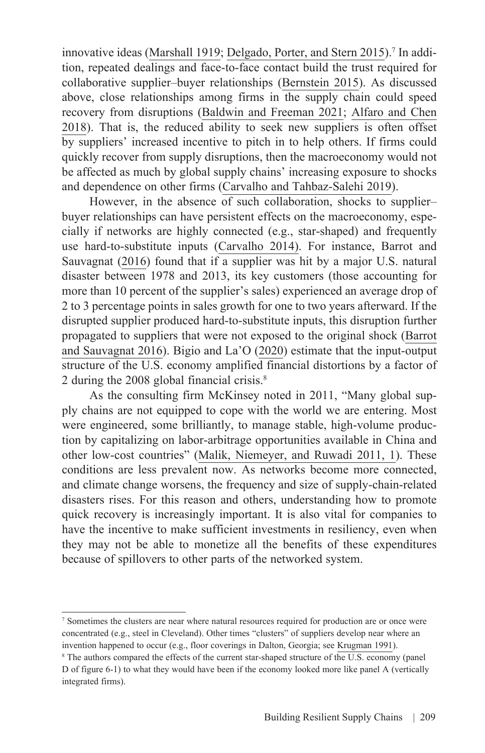innovative ideas (Marshall 1919; Delgado, Porter, and Stern 2015).[7] In addition, repeated dealings and face-to-face contact build the trust required for collaborative supplier–buyer relationships (Bernstein 2015). As discussed above, close relationships among firms in the supply chain could speed recovery from disruptions (Baldwin and Freeman 2021; Alfaro and Chen 2018). That is, the reduced ability to seek new suppliers is often offset by suppliers' increased incentive to pitch in to help others. If firms could quickly recover from supply disruptions, then the macroeconomy would not be affected as much by global supply chains' increasing exposure to shocks and dependence on other firms (Carvalho and Tahbaz-Salehi 2019).

However, in the absence of such collaboration, shocks to supplier–buyer relationships can have persistent effects on the macroeconomy, especially if networks are highly connected (e.g., star-shaped) and frequently use hard-to-substitute inputs (Carvalho 2014). For instance, Barrot and Sauvagnat (2016) found that if a supplier was hit by a major U.S. natural disaster between 1978 and 2013, its key customers (those accounting for more than 10 percent of the supplier's sales) experienced an average drop of 2 to 3 percentage points in sales growth for one to two years afterward. If the disrupted supplier produced hard-to-substitute inputs, this disruption further propagated to suppliers that were not exposed to the original shock (Barrot and Sauvagnat 2016). Bigio and La'O (2020) estimate that the input-output structure of the U.S. economy amplified financial distortions by a factor of 2 during the 2008 global financial crisis.[8]

As the consulting firm McKinsey noted in 2011, "Many global supply chains are not equipped to cope with the world we are entering. Most were engineered, some brilliantly, to manage stable, high-volume production by capitalizing on labor-arbitrage opportunities available in China and other low-cost countries" (Malik, Niemeyer, and Ruwadi 2011, 1). These conditions are less prevalent now. As networks become more connected, and climate change worsens, the frequency and size of supply-chain-related disasters rises. For this reason and others, understanding how to promote quick recovery is increasingly important. It is also vital for companies to have the incentive to make sufficient investments in resiliency, even when they may not be able to monetize all the benefits of these expenditures because of spillovers to other parts of the networked system.

---

[7] Sometimes the clusters are near where natural resources required for production are or once were concentrated (e.g., steel in Cleveland). Other times "clusters" of suppliers develop near where an invention happened to occur (e.g., floor coverings in Dalton, Georgia; see Krugman 1991).

[8] The authors compared the effects of the current star-shaped structure of the U.S. economy (panel D of figure 6-1) to what they would have been if the economy looked more like panel A (vertically integrated firms).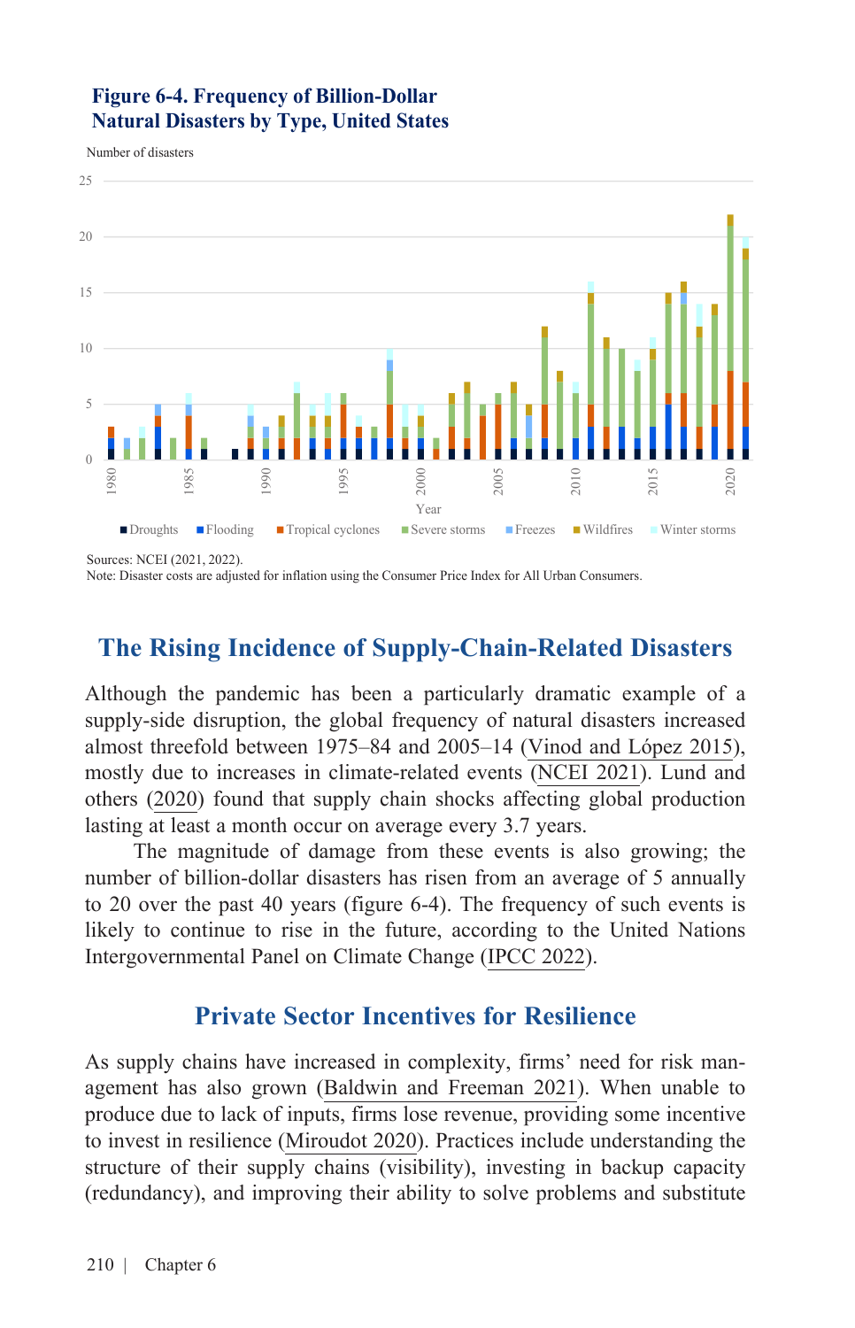**Figure 6-4. Frequency of Billion-Dollar Natural Disasters by Type, United States**

Number of disasters

Sources: NCEI (2021, 2022).
Note: Disaster costs are adjusted for inflation using the Consumer Price Index for All Urban Consumers.

## The Rising Incidence of Supply-Chain-Related Disasters

Although the pandemic has been a particularly dramatic example of a supply-side disruption, the global frequency of natural disasters increased almost threefold between 1975–84 and 2005–14 (Vinod and López 2015), mostly due to increases in climate-related events (NCEI 2021). Lund and others (2020) found that supply chain shocks affecting global production lasting at least a month occur on average every 3.7 years.

The magnitude of damage from these events is also growing; the number of billion-dollar disasters has risen from an average of 5 annually to 20 over the past 40 years (figure 6-4). The frequency of such events is likely to continue to rise in the future, according to the United Nations Intergovernmental Panel on Climate Change (IPCC 2022).

## Private Sector Incentives for Resilience

As supply chains have increased in complexity, firms' need for risk management has also grown (Baldwin and Freeman 2021). When unable to produce due to lack of inputs, firms lose revenue, providing some incentive to invest in resilience (Miroudot 2020). Practices include understanding the structure of their supply chains (visibility), investing in backup capacity (redundancy), and improving their ability to solve problems and substitute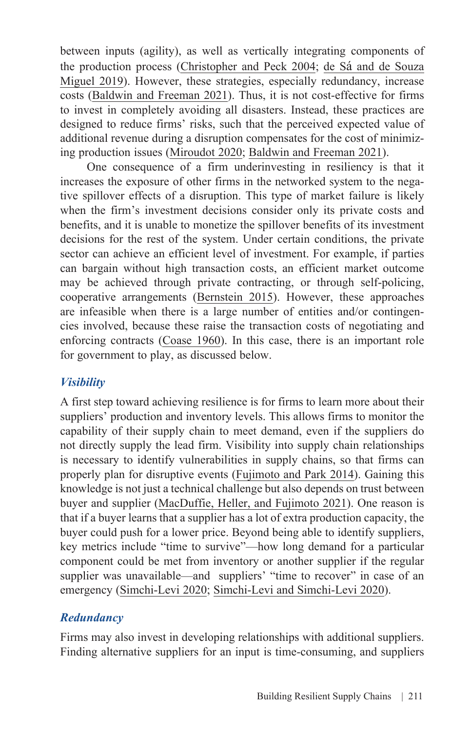between inputs (agility), as well as vertically integrating components of the production process (Christopher and Peck 2004; de Sá and de Souza Miguel 2019). However, these strategies, especially redundancy, increase costs (Baldwin and Freeman 2021). Thus, it is not cost-effective for firms to invest in completely avoiding all disasters. Instead, these practices are designed to reduce firms' risks, such that the perceived expected value of additional revenue during a disruption compensates for the cost of minimizing production issues (Miroudot 2020; Baldwin and Freeman 2021).

One consequence of a firm underinvesting in resiliency is that it increases the exposure of other firms in the networked system to the negative spillover effects of a disruption. This type of market failure is likely when the firm's investment decisions consider only its private costs and benefits, and it is unable to monetize the spillover benefits of its investment decisions for the rest of the system. Under certain conditions, the private sector can achieve an efficient level of investment. For example, if parties can bargain without high transaction costs, an efficient market outcome may be achieved through private contracting, or through self-policing, cooperative arrangements (Bernstein 2015). However, these approaches are infeasible when there is a large number of entities and/or contingencies involved, because these raise the transaction costs of negotiating and enforcing contracts (Coase 1960). In this case, there is an important role for government to play, as discussed below.

### *Visibility*

A first step toward achieving resilience is for firms to learn more about their suppliers' production and inventory levels. This allows firms to monitor the capability of their supply chain to meet demand, even if the suppliers do not directly supply the lead firm. Visibility into supply chain relationships is necessary to identify vulnerabilities in supply chains, so that firms can properly plan for disruptive events (Fujimoto and Park 2014). Gaining this knowledge is not just a technical challenge but also depends on trust between buyer and supplier (MacDuffie, Heller, and Fujimoto 2021). One reason is that if a buyer learns that a supplier has a lot of extra production capacity, the buyer could push for a lower price. Beyond being able to identify suppliers, key metrics include "time to survive"—how long demand for a particular component could be met from inventory or another supplier if the regular supplier was unavailable—and suppliers' "time to recover" in case of an emergency (Simchi-Levi 2020; Simchi-Levi and Simchi-Levi 2020).

### *Redundancy*

Firms may also invest in developing relationships with additional suppliers. Finding alternative suppliers for an input is time-consuming, and suppliers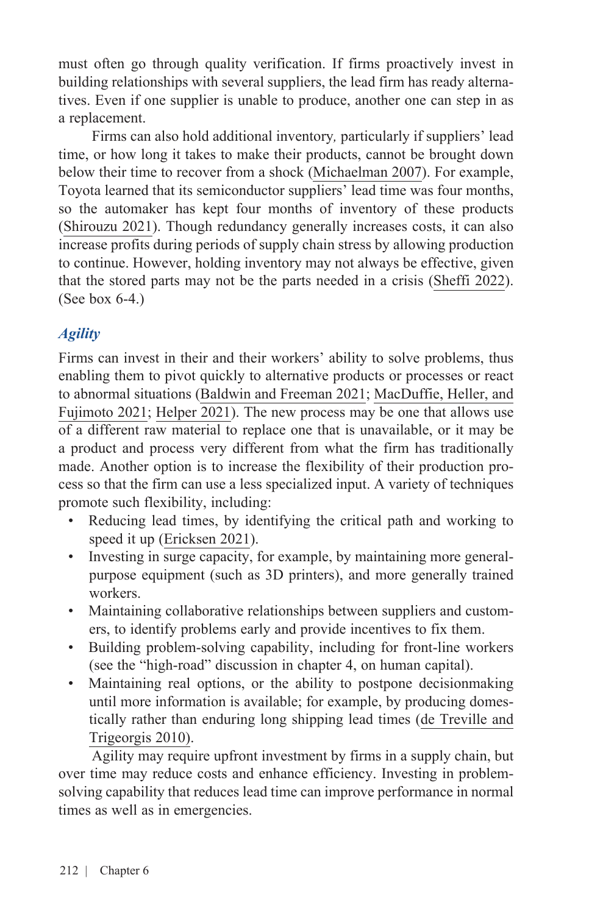must often go through quality verification. If firms proactively invest in building relationships with several suppliers, the lead firm has ready alternatives. Even if one supplier is unable to produce, another one can step in as a replacement.

Firms can also hold additional inventory, particularly if suppliers' lead time, or how long it takes to make their products, cannot be brought down below their time to recover from a shock (Michaelman 2007). For example, Toyota learned that its semiconductor suppliers' lead time was four months, so the automaker has kept four months of inventory of these products (Shirouzu 2021). Though redundancy generally increases costs, it can also increase profits during periods of supply chain stress by allowing production to continue. However, holding inventory may not always be effective, given that the stored parts may not be the parts needed in a crisis (Sheffi 2022). (See box 6-4.)

### *Agility*

Firms can invest in their and their workers' ability to solve problems, thus enabling them to pivot quickly to alternative products or processes or react to abnormal situations (Baldwin and Freeman 2021; MacDuffie, Heller, and Fujimoto 2021; Helper 2021). The new process may be one that allows use of a different raw material to replace one that is unavailable, or it may be a product and process very different from what the firm has traditionally made. Another option is to increase the flexibility of their production process so that the firm can use a less specialized input. A variety of techniques promote such flexibility, including:

- Reducing lead times, by identifying the critical path and working to speed it up (Ericksen 2021).
- Investing in surge capacity, for example, by maintaining more general-purpose equipment (such as 3D printers), and more generally trained workers.
- Maintaining collaborative relationships between suppliers and customers, to identify problems early and provide incentives to fix them.
- Building problem-solving capability, including for front-line workers (see the "high-road" discussion in chapter 4, on human capital).
- Maintaining real options, or the ability to postpone decisionmaking until more information is available; for example, by producing domestically rather than enduring long shipping lead times (de Treville and Trigeorgis 2010).

Agility may require upfront investment by firms in a supply chain, but over time may reduce costs and enhance efficiency. Investing in problem-solving capability that reduces lead time can improve performance in normal times as well as in emergencies.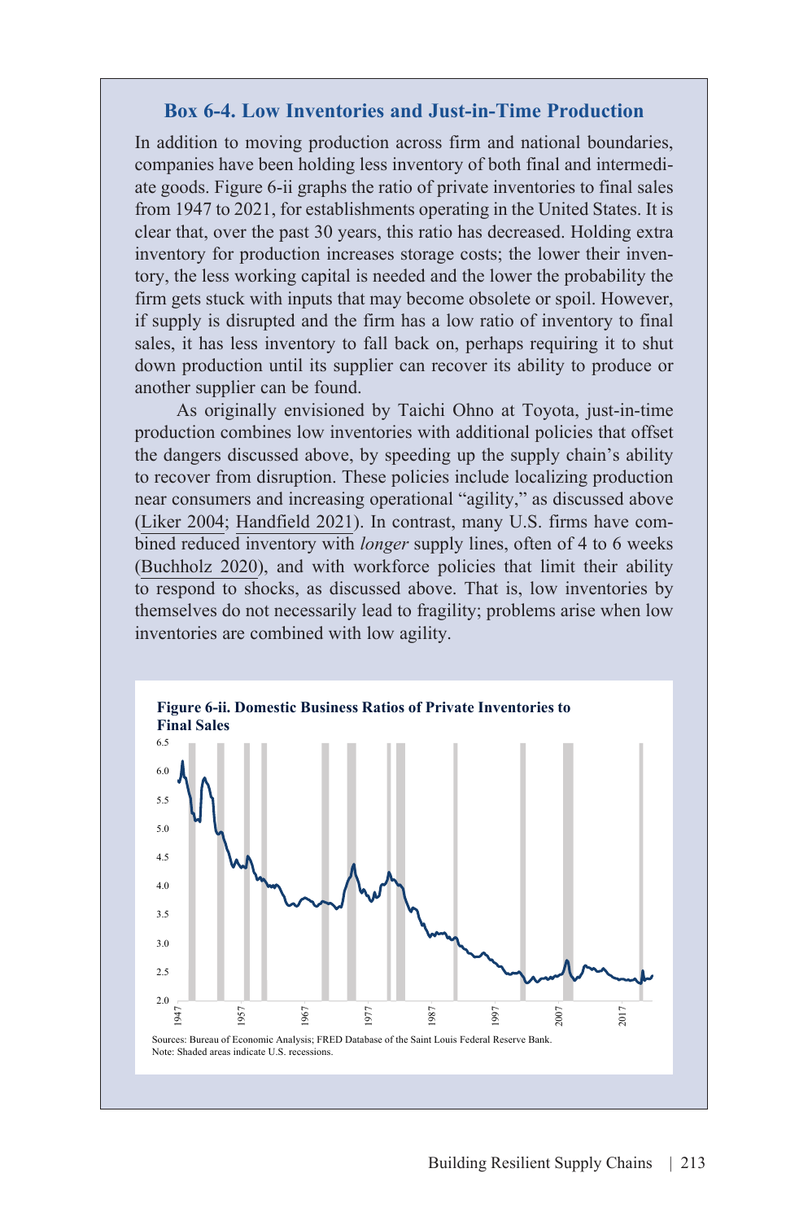### Box 6-4. Low Inventories and Just-in-Time Production

In addition to moving production across firm and national boundaries, companies have been holding less inventory of both final and intermediate goods. Figure 6-ii graphs the ratio of private inventories to final sales from 1947 to 2021, for establishments operating in the United States. It is clear that, over the past 30 years, this ratio has decreased. Holding extra inventory for production increases storage costs; the lower their inventory, the less working capital is needed and the lower the probability the firm gets stuck with inputs that may become obsolete or spoil. However, if supply is disrupted and the firm has a low ratio of inventory to final sales, it has less inventory to fall back on, perhaps requiring it to shut down production until its supplier can recover its ability to produce or another supplier can be found.

As originally envisioned by Taichi Ohno at Toyota, just-in-time production combines low inventories with additional policies that offset the dangers discussed above, by speeding up the supply chain's ability to recover from disruption. These policies include localizing production near consumers and increasing operational "agility," as discussed above (Liker 2004; Handfield 2021). In contrast, many U.S. firms have combined reduced inventory with *longer* supply lines, often of 4 to 6 weeks (Buchholz 2020), and with workforce policies that limit their ability to respond to shocks, as discussed above. That is, low inventories by themselves do not necessarily lead to fragility; problems arise when low inventories are combined with low agility.

**Figure 6-ii. Domestic Business Ratios of Private Inventories to Final Sales**

Sources: Bureau of Economic Analysis; FRED Database of the Saint Louis Federal Reserve Bank.
Note: Shaded areas indicate U.S. recessions.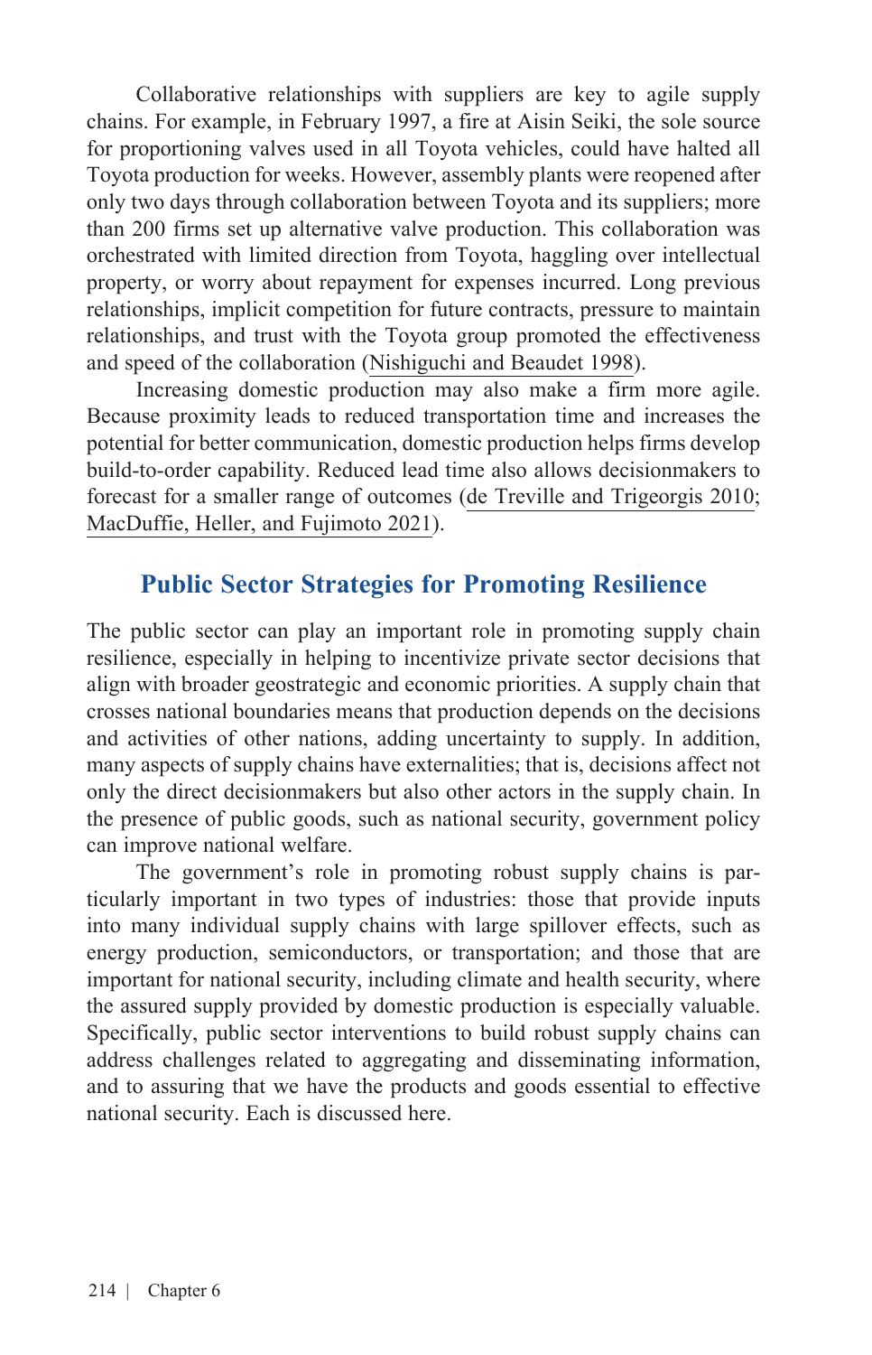Collaborative relationships with suppliers are key to agile supply chains. For example, in February 1997, a fire at Aisin Seiki, the sole source for proportioning valves used in all Toyota vehicles, could have halted all Toyota production for weeks. However, assembly plants were reopened after only two days through collaboration between Toyota and its suppliers; more than 200 firms set up alternative valve production. This collaboration was orchestrated with limited direction from Toyota, haggling over intellectual property, or worry about repayment for expenses incurred. Long previous relationships, implicit competition for future contracts, pressure to maintain relationships, and trust with the Toyota group promoted the effectiveness and speed of the collaboration (Nishiguchi and Beaudet 1998).

Increasing domestic production may also make a firm more agile. Because proximity leads to reduced transportation time and increases the potential for better communication, domestic production helps firms develop build-to-order capability. Reduced lead time also allows decisionmakers to forecast for a smaller range of outcomes (de Treville and Trigeorgis 2010; MacDuffie, Heller, and Fujimoto 2021).

## Public Sector Strategies for Promoting Resilience

The public sector can play an important role in promoting supply chain resilience, especially in helping to incentivize private sector decisions that align with broader geostrategic and economic priorities. A supply chain that crosses national boundaries means that production depends on the decisions and activities of other nations, adding uncertainty to supply. In addition, many aspects of supply chains have externalities; that is, decisions affect not only the direct decisionmakers but also other actors in the supply chain. In the presence of public goods, such as national security, government policy can improve national welfare.

The government's role in promoting robust supply chains is particularly important in two types of industries: those that provide inputs into many individual supply chains with large spillover effects, such as energy production, semiconductors, or transportation; and those that are important for national security, including climate and health security, where the assured supply provided by domestic production is especially valuable. Specifically, public sector interventions to build robust supply chains can address challenges related to aggregating and disseminating information, and to assuring that we have the products and goods essential to effective national security. Each is discussed here.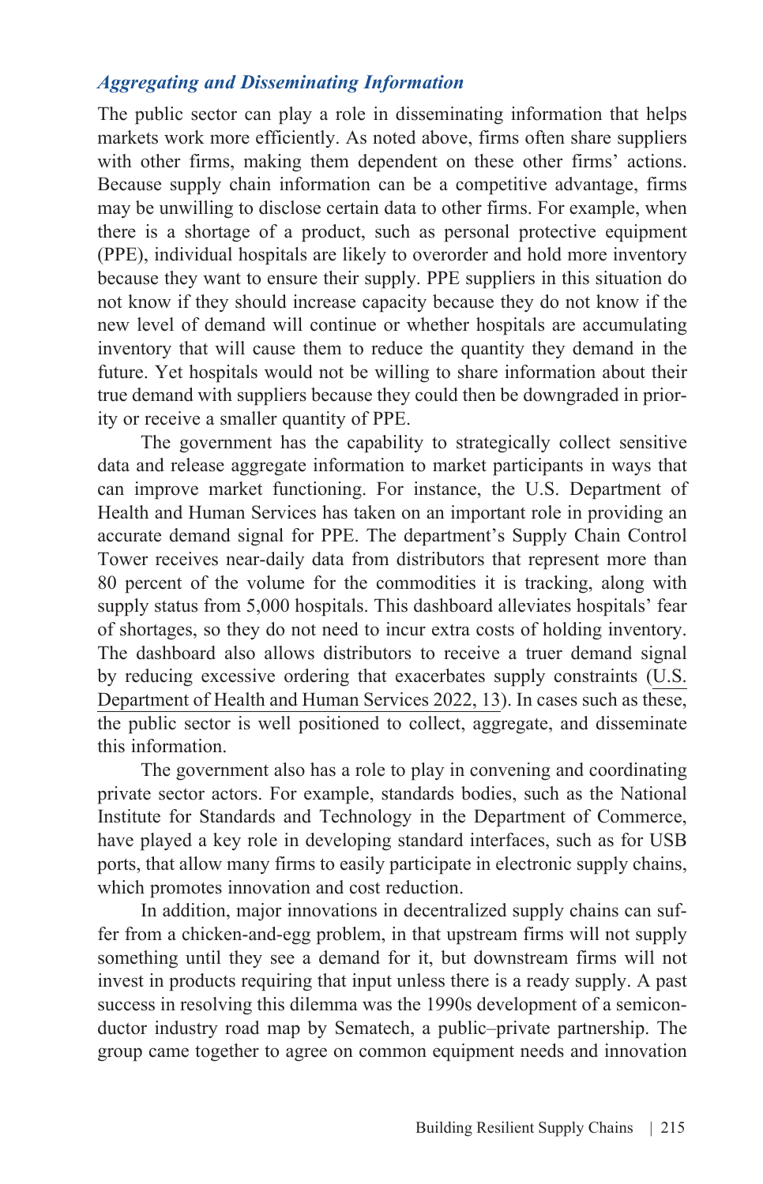### *Aggregating and Disseminating Information*

The public sector can play a role in disseminating information that helps markets work more efficiently. As noted above, firms often share suppliers with other firms, making them dependent on these other firms' actions. Because supply chain information can be a competitive advantage, firms may be unwilling to disclose certain data to other firms. For example, when there is a shortage of a product, such as personal protective equipment (PPE), individual hospitals are likely to overorder and hold more inventory because they want to ensure their supply. PPE suppliers in this situation do not know if they should increase capacity because they do not know if the new level of demand will continue or whether hospitals are accumulating inventory that will cause them to reduce the quantity they demand in the future. Yet hospitals would not be willing to share information about their true demand with suppliers because they could then be downgraded in priority or receive a smaller quantity of PPE.

The government has the capability to strategically collect sensitive data and release aggregate information to market participants in ways that can improve market functioning. For instance, the U.S. Department of Health and Human Services has taken on an important role in providing an accurate demand signal for PPE. The department's Supply Chain Control Tower receives near-daily data from distributors that represent more than 80 percent of the volume for the commodities it is tracking, along with supply status from 5,000 hospitals. This dashboard alleviates hospitals' fear of shortages, so they do not need to incur extra costs of holding inventory. The dashboard also allows distributors to receive a truer demand signal by reducing excessive ordering that exacerbates supply constraints (U.S. Department of Health and Human Services 2022, 13). In cases such as these, the public sector is well positioned to collect, aggregate, and disseminate this information.

The government also has a role to play in convening and coordinating private sector actors. For example, standards bodies, such as the National Institute for Standards and Technology in the Department of Commerce, have played a key role in developing standard interfaces, such as for USB ports, that allow many firms to easily participate in electronic supply chains, which promotes innovation and cost reduction.

In addition, major innovations in decentralized supply chains can suffer from a chicken-and-egg problem, in that upstream firms will not supply something until they see a demand for it, but downstream firms will not invest in products requiring that input unless there is a ready supply. A past success in resolving this dilemma was the 1990s development of a semiconductor industry road map by Sematech, a public–private partnership. The group came together to agree on common equipment needs and innovation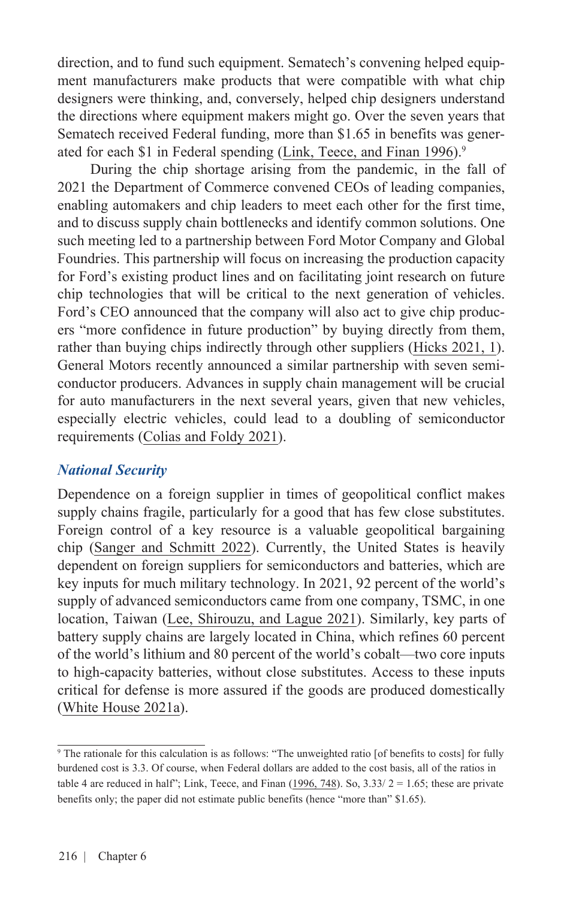direction, and to fund such equipment. Sematech's convening helped equipment manufacturers make products that were compatible with what chip designers were thinking, and, conversely, helped chip designers understand the directions where equipment makers might go. Over the seven years that Sematech received Federal funding, more than $1.65 in benefits was generated for each $1 in Federal spending (Link, Teece, and Finan 1996).[9]

During the chip shortage arising from the pandemic, in the fall of 2021 the Department of Commerce convened CEOs of leading companies, enabling automakers and chip leaders to meet each other for the first time, and to discuss supply chain bottlenecks and identify common solutions. One such meeting led to a partnership between Ford Motor Company and Global Foundries. This partnership will focus on increasing the production capacity for Ford's existing product lines and on facilitating joint research on future chip technologies that will be critical to the next generation of vehicles. Ford's CEO announced that the company will also act to give chip producers "more confidence in future production" by buying directly from them, rather than buying chips indirectly through other suppliers (Hicks 2021, 1). General Motors recently announced a similar partnership with seven semiconductor producers. Advances in supply chain management will be crucial for auto manufacturers in the next several years, given that new vehicles, especially electric vehicles, could lead to a doubling of semiconductor requirements (Colias and Foldy 2021).

### *National Security*

Dependence on a foreign supplier in times of geopolitical conflict makes supply chains fragile, particularly for a good that has few close substitutes. Foreign control of a key resource is a valuable geopolitical bargaining chip (Sanger and Schmitt 2022). Currently, the United States is heavily dependent on foreign suppliers for semiconductors and batteries, which are key inputs for much military technology. In 2021, 92 percent of the world's supply of advanced semiconductors came from one company, TSMC, in one location, Taiwan (Lee, Shirouzu, and Lague 2021). Similarly, key parts of battery supply chains are largely located in China, which refines 60 percent of the world's lithium and 80 percent of the world's cobalt—two core inputs to high-capacity batteries, without close substitutes. Access to these inputs critical for defense is more assured if the goods are produced domestically (White House 2021a).

---

[9] The rationale for this calculation is as follows: "The unweighted ratio [of benefits to costs] for fully burdened cost is 3.3. Of course, when Federal dollars are added to the cost basis, all of the ratios in table 4 are reduced in half"; Link, Teece, and Finan (1996, 748). So, 3.33/ 2 = 1.65; these are private benefits only; the paper did not estimate public benefits (hence "more than" $1.65).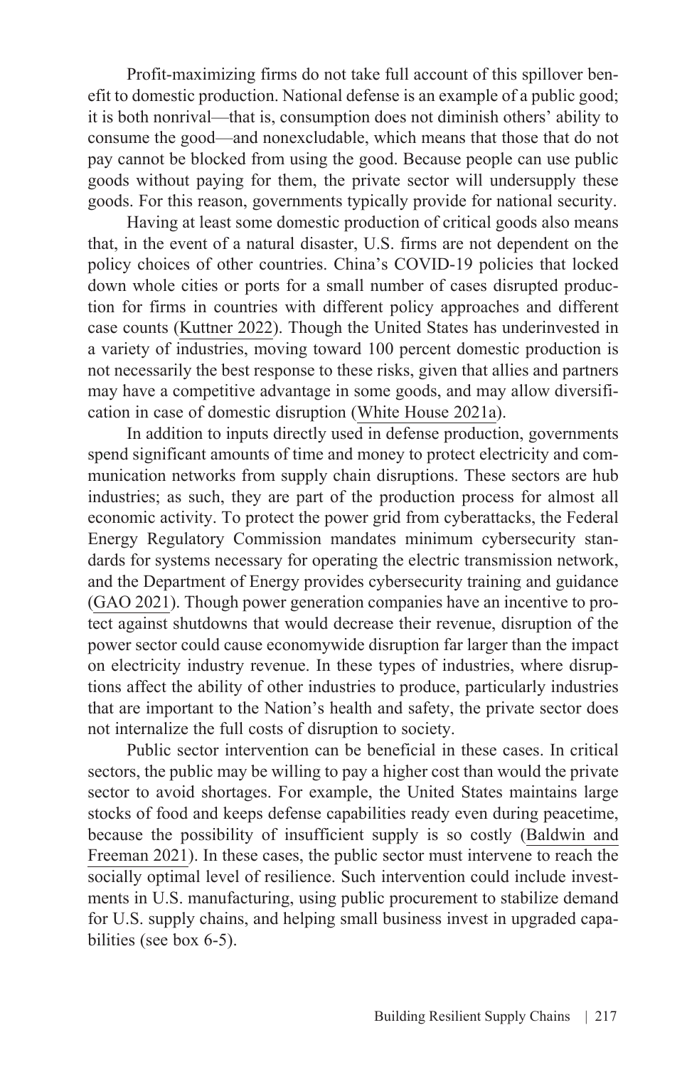Profit-maximizing firms do not take full account of this spillover benefit to domestic production. National defense is an example of a public good; it is both nonrival—that is, consumption does not diminish others' ability to consume the good—and nonexcludable, which means that those that do not pay cannot be blocked from using the good. Because people can use public goods without paying for them, the private sector will undersupply these goods. For this reason, governments typically provide for national security.

Having at least some domestic production of critical goods also means that, in the event of a natural disaster, U.S. firms are not dependent on the policy choices of other countries. China's COVID-19 policies that locked down whole cities or ports for a small number of cases disrupted production for firms in countries with different policy approaches and different case counts (Kuttner 2022). Though the United States has underinvested in a variety of industries, moving toward 100 percent domestic production is not necessarily the best response to these risks, given that allies and partners may have a competitive advantage in some goods, and may allow diversification in case of domestic disruption (White House 2021a).

In addition to inputs directly used in defense production, governments spend significant amounts of time and money to protect electricity and communication networks from supply chain disruptions. These sectors are hub industries; as such, they are part of the production process for almost all economic activity. To protect the power grid from cyberattacks, the Federal Energy Regulatory Commission mandates minimum cybersecurity standards for systems necessary for operating the electric transmission network, and the Department of Energy provides cybersecurity training and guidance (GAO 2021). Though power generation companies have an incentive to protect against shutdowns that would decrease their revenue, disruption of the power sector could cause economywide disruption far larger than the impact on electricity industry revenue. In these types of industries, where disruptions affect the ability of other industries to produce, particularly industries that are important to the Nation's health and safety, the private sector does not internalize the full costs of disruption to society.

Public sector intervention can be beneficial in these cases. In critical sectors, the public may be willing to pay a higher cost than would the private sector to avoid shortages. For example, the United States maintains large stocks of food and keeps defense capabilities ready even during peacetime, because the possibility of insufficient supply is so costly (Baldwin and Freeman 2021). In these cases, the public sector must intervene to reach the socially optimal level of resilience. Such intervention could include investments in U.S. manufacturing, using public procurement to stabilize demand for U.S. supply chains, and helping small business invest in upgraded capabilities (see box 6-5).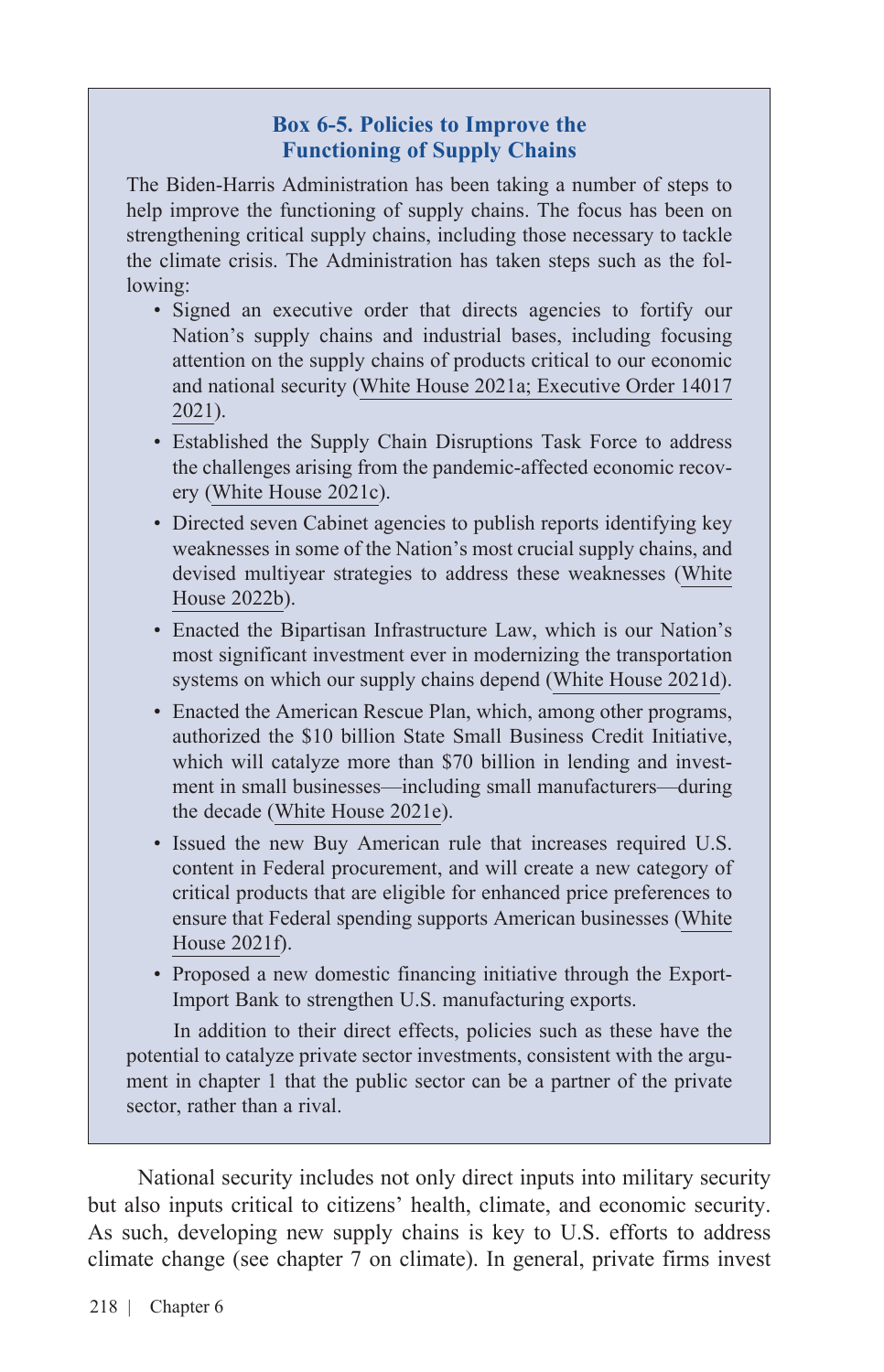### Box 6-5. Policies to Improve the Functioning of Supply Chains

The Biden-Harris Administration has been taking a number of steps to help improve the functioning of supply chains. The focus has been on strengthening critical supply chains, including those necessary to tackle the climate crisis. The Administration has taken steps such as the following:

- Signed an executive order that directs agencies to fortify our Nation's supply chains and industrial bases, including focusing attention on the supply chains of products critical to our economic and national security (White House 2021a; Executive Order 14017 2021).
- Established the Supply Chain Disruptions Task Force to address the challenges arising from the pandemic-affected economic recovery (White House 2021c).
- Directed seven Cabinet agencies to publish reports identifying key weaknesses in some of the Nation's most crucial supply chains, and devised multiyear strategies to address these weaknesses (White House 2022b).
- Enacted the Bipartisan Infrastructure Law, which is our Nation's most significant investment ever in modernizing the transportation systems on which our supply chains depend (White House 2021d).
- Enacted the American Rescue Plan, which, among other programs, authorized the $10 billion State Small Business Credit Initiative, which will catalyze more than $70 billion in lending and investment in small businesses—including small manufacturers—during the decade (White House 2021e).
- Issued the new Buy American rule that increases required U.S. content in Federal procurement, and will create a new category of critical products that are eligible for enhanced price preferences to ensure that Federal spending supports American businesses (White House 2021f).
- Proposed a new domestic financing initiative through the Export-Import Bank to strengthen U.S. manufacturing exports.

In addition to their direct effects, policies such as these have the potential to catalyze private sector investments, consistent with the argument in chapter 1 that the public sector can be a partner of the private sector, rather than a rival.

National security includes not only direct inputs into military security but also inputs critical to citizens' health, climate, and economic security. As such, developing new supply chains is key to U.S. efforts to address climate change (see chapter 7 on climate). In general, private firms invest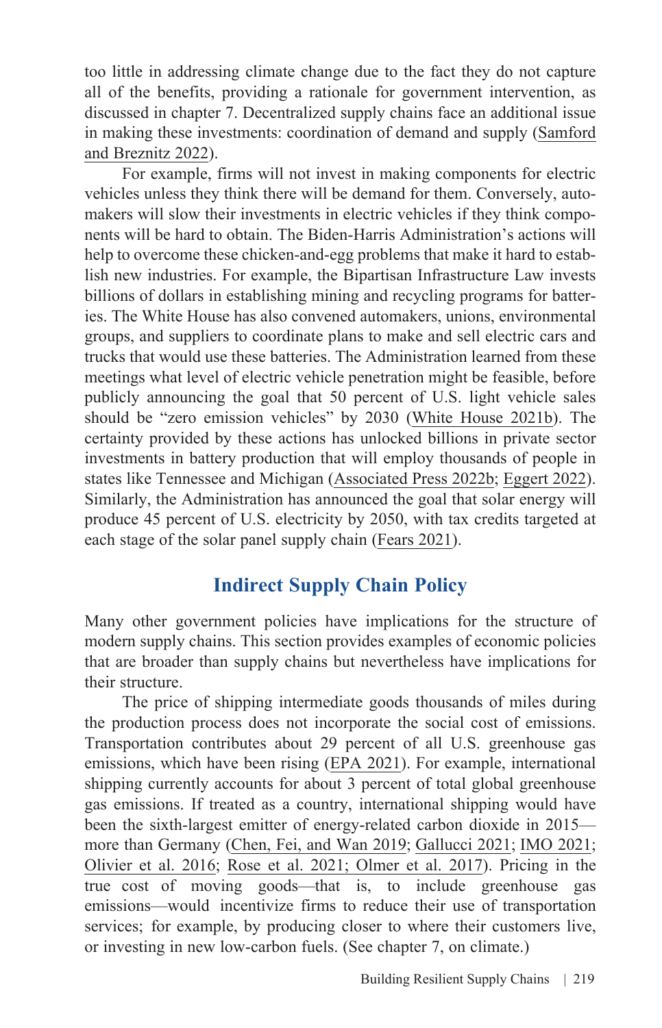too little in addressing climate change due to the fact they do not capture all of the benefits, providing a rationale for government intervention, as discussed in chapter 7. Decentralized supply chains face an additional issue in making these investments: coordination of demand and supply (Samford and Breznitz 2022).

For example, firms will not invest in making components for electric vehicles unless they think there will be demand for them. Conversely, automakers will slow their investments in electric vehicles if they think components will be hard to obtain. The Biden-Harris Administration's actions will help to overcome these chicken-and-egg problems that make it hard to establish new industries. For example, the Bipartisan Infrastructure Law invests billions of dollars in establishing mining and recycling programs for batteries. The White House has also convened automakers, unions, environmental groups, and suppliers to coordinate plans to make and sell electric cars and trucks that would use these batteries. The Administration learned from these meetings what level of electric vehicle penetration might be feasible, before publicly announcing the goal that 50 percent of U.S. light vehicle sales should be "zero emission vehicles" by 2030 (White House 2021b). The certainty provided by these actions has unlocked billions in private sector investments in battery production that will employ thousands of people in states like Tennessee and Michigan (Associated Press 2022b; Eggert 2022). Similarly, the Administration has announced the goal that solar energy will produce 45 percent of U.S. electricity by 2050, with tax credits targeted at each stage of the solar panel supply chain (Fears 2021).

## Indirect Supply Chain Policy

Many other government policies have implications for the structure of modern supply chains. This section provides examples of economic policies that are broader than supply chains but nevertheless have implications for their structure.

The price of shipping intermediate goods thousands of miles during the production process does not incorporate the social cost of emissions. Transportation contributes about 29 percent of all U.S. greenhouse gas emissions, which have been rising (EPA 2021). For example, international shipping currently accounts for about 3 percent of total global greenhouse gas emissions. If treated as a country, international shipping would have been the sixth-largest emitter of energy-related carbon dioxide in 2015—more than Germany (Chen, Fei, and Wan 2019; Gallucci 2021; IMO 2021; Olivier et al. 2016; Rose et al. 2021; Olmer et al. 2017). Pricing in the true cost of moving goods—that is, to include greenhouse gas emissions—would incentivize firms to reduce their use of transportation services; for example, by producing closer to where their customers live, or investing in new low-carbon fuels. (See chapter 7, on climate.)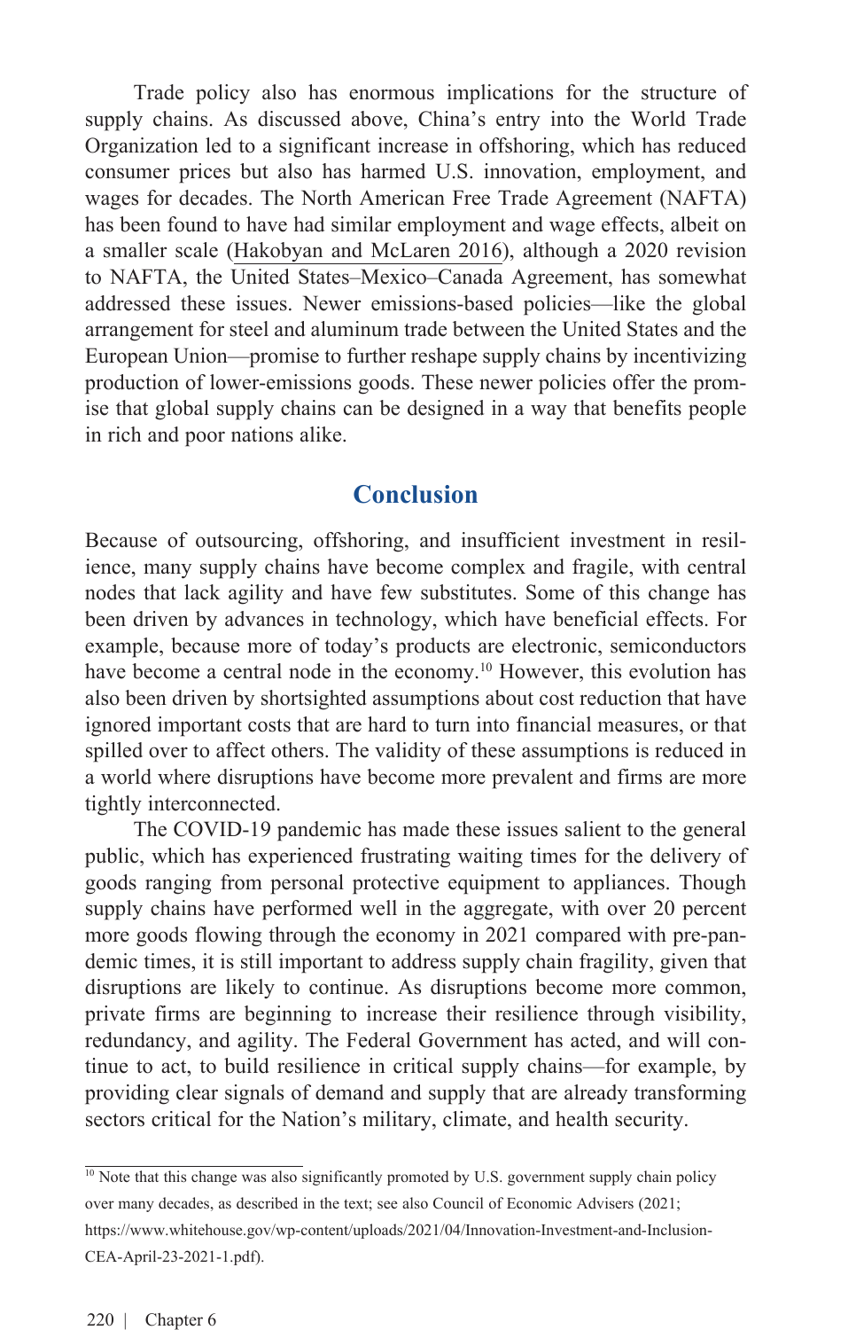Trade policy also has enormous implications for the structure of supply chains. As discussed above, China's entry into the World Trade Organization led to a significant increase in offshoring, which has reduced consumer prices but also has harmed U.S. innovation, employment, and wages for decades. The North American Free Trade Agreement (NAFTA) has been found to have had similar employment and wage effects, albeit on a smaller scale (Hakobyan and McLaren 2016), although a 2020 revision to NAFTA, the United States–Mexico–Canada Agreement, has somewhat addressed these issues. Newer emissions-based policies—like the global arrangement for steel and aluminum trade between the United States and the European Union—promise to further reshape supply chains by incentivizing production of lower-emissions goods. These newer policies offer the promise that global supply chains can be designed in a way that benefits people in rich and poor nations alike.

## Conclusion

Because of outsourcing, offshoring, and insufficient investment in resilience, many supply chains have become complex and fragile, with central nodes that lack agility and have few substitutes. Some of this change has been driven by advances in technology, which have beneficial effects. For example, because more of today's products are electronic, semiconductors have become a central node in the economy.[10] However, this evolution has also been driven by shortsighted assumptions about cost reduction that have ignored important costs that are hard to turn into financial measures, or that spilled over to affect others. The validity of these assumptions is reduced in a world where disruptions have become more prevalent and firms are more tightly interconnected.

The COVID-19 pandemic has made these issues salient to the general public, which has experienced frustrating waiting times for the delivery of goods ranging from personal protective equipment to appliances. Though supply chains have performed well in the aggregate, with over 20 percent more goods flowing through the economy in 2021 compared with pre-pandemic times, it is still important to address supply chain fragility, given that disruptions are likely to continue. As disruptions become more common, private firms are beginning to increase their resilience through visibility, redundancy, and agility. The Federal Government has acted, and will continue to act, to build resilience in critical supply chains—for example, by providing clear signals of demand and supply that are already transforming sectors critical for the Nation's military, climate, and health security.

[10] Note that this change was also significantly promoted by U.S. government supply chain policy over many decades, as described in the text; see also Council of Economic Advisers (2021; https://www.whitehouse.gov/wp-content/uploads/2021/04/Innovation-Investment-and-Inclusion-CEA-April-23-2021-1.pdf).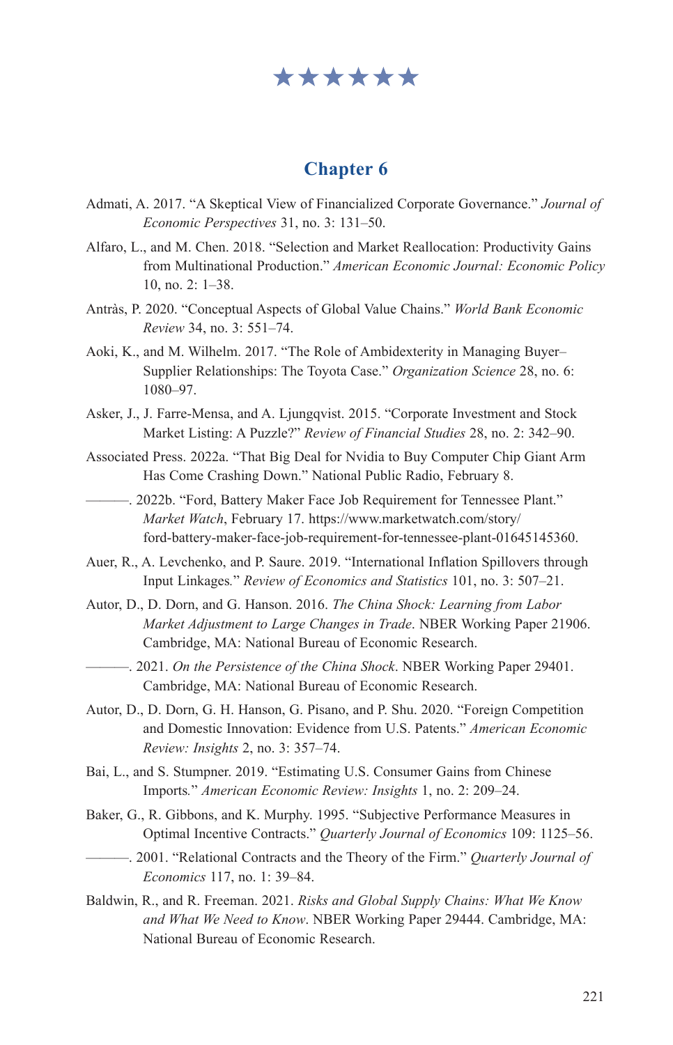★★★★★★

## Chapter 6

Admati, A. 2017. "A Skeptical View of Financialized Corporate Governance." *Journal of Economic Perspectives* 31, no. 3: 131–50.

Alfaro, L., and M. Chen. 2018. "Selection and Market Reallocation: Productivity Gains from Multinational Production." *American Economic Journal: Economic Policy* 10, no. 2: 1–38.

Antràs, P. 2020. "Conceptual Aspects of Global Value Chains." *World Bank Economic Review* 34, no. 3: 551–74.

Aoki, K., and M. Wilhelm. 2017. "The Role of Ambidexterity in Managing Buyer–Supplier Relationships: The Toyota Case." *Organization Science* 28, no. 6: 1080–97.

Asker, J., J. Farre-Mensa, and A. Ljungqvist. 2015. "Corporate Investment and Stock Market Listing: A Puzzle?" *Review of Financial Studies* 28, no. 2: 342–90.

Associated Press. 2022a. "That Big Deal for Nvidia to Buy Computer Chip Giant Arm Has Come Crashing Down." National Public Radio, February 8.

———. 2022b. "Ford, Battery Maker Face Job Requirement for Tennessee Plant." *Market Watch*, February 17. https://www.marketwatch.com/story/ford-battery-maker-face-job-requirement-for-tennessee-plant-01645145360.

Auer, R., A. Levchenko, and P. Saure. 2019. "International Inflation Spillovers through Input Linkages." *Review of Economics and Statistics* 101, no. 3: 507–21.

Autor, D., D. Dorn, and G. Hanson. 2016. *The China Shock: Learning from Labor Market Adjustment to Large Changes in Trade*. NBER Working Paper 21906. Cambridge, MA: National Bureau of Economic Research.

———. 2021. *On the Persistence of the China Shock*. NBER Working Paper 29401. Cambridge, MA: National Bureau of Economic Research.

Autor, D., D. Dorn, G. H. Hanson, G. Pisano, and P. Shu. 2020. "Foreign Competition and Domestic Innovation: Evidence from U.S. Patents." *American Economic Review: Insights* 2, no. 3: 357–74.

Bai, L., and S. Stumpner. 2019. "Estimating U.S. Consumer Gains from Chinese Imports." *American Economic Review: Insights* 1, no. 2: 209–24.

Baker, G., R. Gibbons, and K. Murphy. 1995. "Subjective Performance Measures in Optimal Incentive Contracts." *Quarterly Journal of Economics* 109: 1125–56.

———. 2001. "Relational Contracts and the Theory of the Firm." *Quarterly Journal of Economics* 117, no. 1: 39–84.

Baldwin, R., and R. Freeman. 2021. *Risks and Global Supply Chains: What We Know and What We Need to Know*. NBER Working Paper 29444. Cambridge, MA: National Bureau of Economic Research.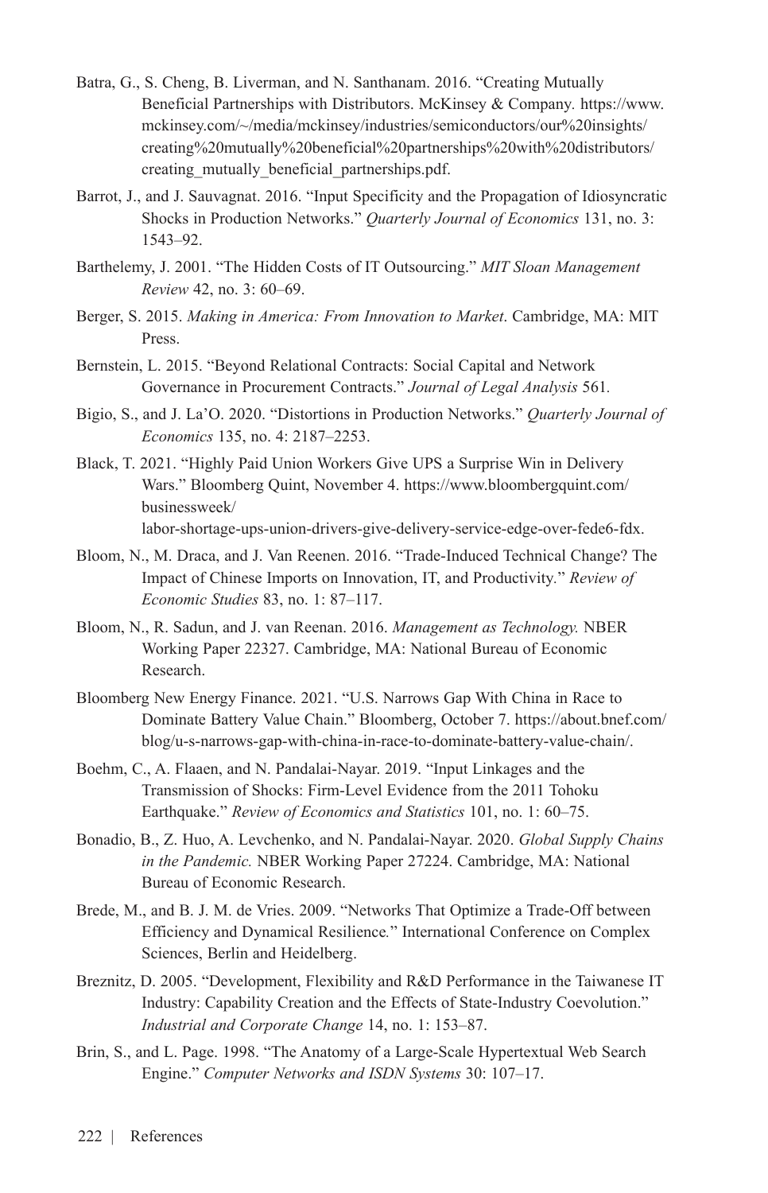Batra, G., S. Cheng, B. Liverman, and N. Santhanam. 2016. "Creating Mutually Beneficial Partnerships with Distributors. McKinsey & Company. https://www.mckinsey.com/~/media/mckinsey/industries/semiconductors/our%20insights/creating%20mutually%20beneficial%20partnerships%20with%20distributors/creating_mutually_beneficial_partnerships.pdf.

Barrot, J., and J. Sauvagnat. 2016. "Input Specificity and the Propagation of Idiosyncratic Shocks in Production Networks." *Quarterly Journal of Economics* 131, no. 3: 1543–92.

Barthelemy, J. 2001. "The Hidden Costs of IT Outsourcing." *MIT Sloan Management Review* 42, no. 3: 60–69.

Berger, S. 2015. *Making in America: From Innovation to Market*. Cambridge, MA: MIT Press.

Bernstein, L. 2015. "Beyond Relational Contracts: Social Capital and Network Governance in Procurement Contracts." *Journal of Legal Analysis* 561.

Bigio, S., and J. La'O. 2020. "Distortions in Production Networks." *Quarterly Journal of Economics* 135, no. 4: 2187–2253.

Black, T. 2021. "Highly Paid Union Workers Give UPS a Surprise Win in Delivery Wars." Bloomberg Quint, November 4. https://www.bloombergquint.com/businessweek/labor-shortage-ups-union-drivers-give-delivery-service-edge-over-fede6-fdx.

Bloom, N., M. Draca, and J. Van Reenen. 2016. "Trade-Induced Technical Change? The Impact of Chinese Imports on Innovation, IT, and Productivity." *Review of Economic Studies* 83, no. 1: 87–117.

Bloom, N., R. Sadun, and J. van Reenan. 2016. *Management as Technology.* NBER Working Paper 22327. Cambridge, MA: National Bureau of Economic Research.

Bloomberg New Energy Finance. 2021. "U.S. Narrows Gap With China in Race to Dominate Battery Value Chain." Bloomberg, October 7. https://about.bnef.com/blog/u-s-narrows-gap-with-china-in-race-to-dominate-battery-value-chain/.

Boehm, C., A. Flaaen, and N. Pandalai-Nayar. 2019. "Input Linkages and the Transmission of Shocks: Firm-Level Evidence from the 2011 Tohoku Earthquake." *Review of Economics and Statistics* 101, no. 1: 60–75.

Bonadio, B., Z. Huo, A. Levchenko, and N. Pandalai-Nayar. 2020. *Global Supply Chains in the Pandemic.* NBER Working Paper 27224. Cambridge, MA: National Bureau of Economic Research.

Brede, M., and B. J. M. de Vries. 2009. "Networks That Optimize a Trade-Off between Efficiency and Dynamical Resilience." International Conference on Complex Sciences, Berlin and Heidelberg.

Breznitz, D. 2005. "Development, Flexibility and R&D Performance in the Taiwanese IT Industry: Capability Creation and the Effects of State-Industry Coevolution." *Industrial and Corporate Change* 14, no. 1: 153–87.

Brin, S., and L. Page. 1998. "The Anatomy of a Large-Scale Hypertextual Web Search Engine." *Computer Networks and ISDN Systems* 30: 107–17.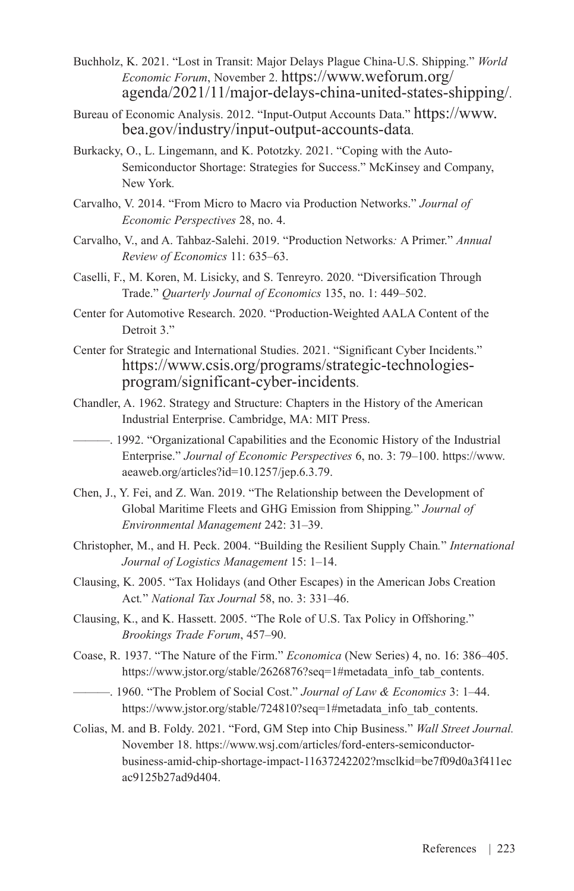Buchholz, K. 2021. "Lost in Transit: Major Delays Plague China-U.S. Shipping." *World Economic Forum*, November 2. https://www.weforum.org/agenda/2021/11/major-delays-china-united-states-shipping/.

Bureau of Economic Analysis. 2012. "Input-Output Accounts Data." https://www.bea.gov/industry/input-output-accounts-data.

Burkacky, O., L. Lingemann, and K. Pototzky. 2021. "Coping with the Auto-Semiconductor Shortage: Strategies for Success." McKinsey and Company, New York.

Carvalho, V. 2014. "From Micro to Macro via Production Networks." *Journal of Economic Perspectives* 28, no. 4.

Carvalho, V., and A. Tahbaz-Salehi. 2019. "Production Networks*:* A Primer." *Annual Review of Economics* 11: 635–63.

Caselli, F., M. Koren, M. Lisicky, and S. Tenreyro. 2020. "Diversification Through Trade." *Quarterly Journal of Economics* 135, no. 1: 449–502.

Center for Automotive Research. 2020. "Production-Weighted AALA Content of the Detroit 3."

Center for Strategic and International Studies. 2021. "Significant Cyber Incidents." https://www.csis.org/programs/strategic-technologies-program/significant-cyber-incidents.

Chandler, A. 1962. Strategy and Structure: Chapters in the History of the American Industrial Enterprise. Cambridge, MA: MIT Press.

———. 1992. "Organizational Capabilities and the Economic History of the Industrial Enterprise." *Journal of Economic Perspectives* 6, no. 3: 79–100. https://www.aeaweb.org/articles?id=10.1257/jep.6.3.79.

Chen, J., Y. Fei, and Z. Wan. 2019. "The Relationship between the Development of Global Maritime Fleets and GHG Emission from Shipping*.*" *Journal of Environmental Management* 242: 31–39.

Christopher, M., and H. Peck. 2004. "Building the Resilient Supply Chain*.*" *International Journal of Logistics Management* 15: 1–14.

Clausing, K. 2005. "Tax Holidays (and Other Escapes) in the American Jobs Creation Act*.*" *National Tax Journal* 58, no. 3: 331–46.

Clausing, K., and K. Hassett. 2005. "The Role of U.S. Tax Policy in Offshoring." *Brookings Trade Forum*, 457–90.

Coase, R. 1937. "The Nature of the Firm." *Economica* (New Series) 4, no. 16: 386–405. https://www.jstor.org/stable/2626876?seq=1#metadata_info_tab_contents.

———. 1960. "The Problem of Social Cost." *Journal of Law & Economics* 3: 1–44. https://www.jstor.org/stable/724810?seq=1#metadata_info_tab_contents.

Colias, M. and B. Foldy. 2021. "Ford, GM Step into Chip Business." *Wall Street Journal.* November 18. https://www.wsj.com/articles/ford-enters-semiconductor-business-amid-chip-shortage-impact-11637242202?msclkid=be7f09d0a3f411ecac9125b27ad9d404.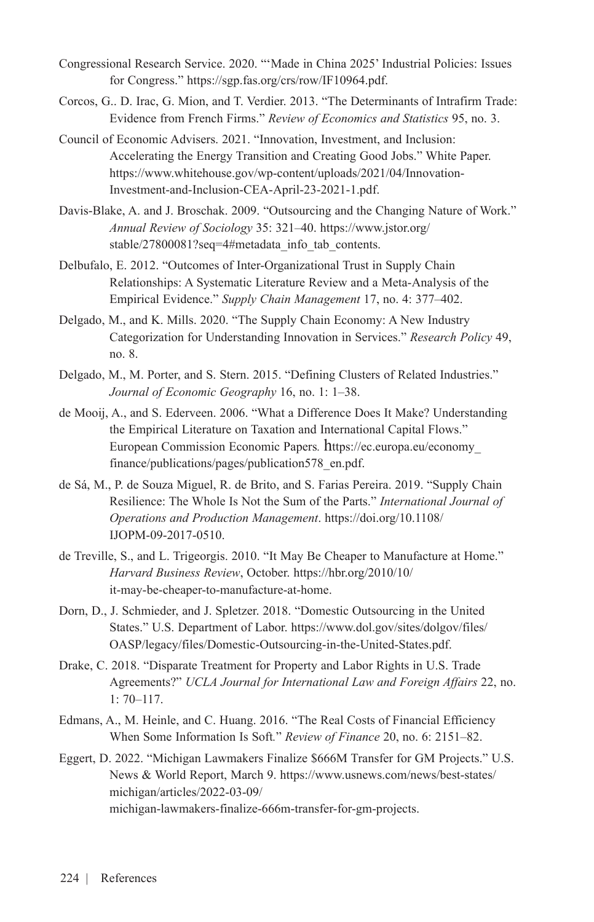Congressional Research Service. 2020. "'Made in China 2025' Industrial Policies: Issues for Congress." https://sgp.fas.org/crs/row/IF10964.pdf.

Corcos, G.. D. Irac, G. Mion, and T. Verdier. 2013. "The Determinants of Intrafirm Trade: Evidence from French Firms." *Review of Economics and Statistics* 95, no. 3.

Council of Economic Advisers. 2021. "Innovation, Investment, and Inclusion: Accelerating the Energy Transition and Creating Good Jobs." White Paper. https://www.whitehouse.gov/wp-content/uploads/2021/04/Innovation-Investment-and-Inclusion-CEA-April-23-2021-1.pdf.

Davis-Blake, A. and J. Broschak. 2009. "Outsourcing and the Changing Nature of Work." *Annual Review of Sociology* 35: 321–40. https://www.jstor.org/stable/27800081?seq=4#metadata_info_tab_contents.

Delbufalo, E. 2012. "Outcomes of Inter-Organizational Trust in Supply Chain Relationships: A Systematic Literature Review and a Meta-Analysis of the Empirical Evidence." *Supply Chain Management* 17, no. 4: 377–402.

Delgado, M., and K. Mills. 2020. "The Supply Chain Economy: A New Industry Categorization for Understanding Innovation in Services." *Research Policy* 49, no. 8.

Delgado, M., M. Porter, and S. Stern. 2015. "Defining Clusters of Related Industries." *Journal of Economic Geography* 16, no. 1: 1–38.

de Mooij, A., and S. Ederveen. 2006. "What a Difference Does It Make? Understanding the Empirical Literature on Taxation and International Capital Flows." European Commission Economic Papers*.* https://ec.europa.eu/economy_finance/publications/pages/publication578_en.pdf.

de Sá, M., P. de Souza Miguel, R. de Brito, and S. Farias Pereira. 2019. "Supply Chain Resilience: The Whole Is Not the Sum of the Parts." *International Journal of Operations and Production Management*. https://doi.org/10.1108/IJOPM-09-2017-0510.

de Treville, S., and L. Trigeorgis. 2010. "It May Be Cheaper to Manufacture at Home." *Harvard Business Review*, October. https://hbr.org/2010/10/it-may-be-cheaper-to-manufacture-at-home.

Dorn, D., J. Schmieder, and J. Spletzer. 2018. "Domestic Outsourcing in the United States." U.S. Department of Labor. https://www.dol.gov/sites/dolgov/files/OASP/legacy/files/Domestic-Outsourcing-in-the-United-States.pdf.

Drake, C. 2018. "Disparate Treatment for Property and Labor Rights in U.S. Trade Agreements?" *UCLA Journal for International Law and Foreign Affairs* 22, no. 1: 70–117.

Edmans, A., M. Heinle, and C. Huang. 2016. "The Real Costs of Financial Efficiency When Some Information Is Soft*.*" *Review of Finance* 20, no. 6: 2151–82.

Eggert, D. 2022. "Michigan Lawmakers Finalize $666M Transfer for GM Projects." U.S. News & World Report, March 9. https://www.usnews.com/news/best-states/michigan/articles/2022-03-09/michigan-lawmakers-finalize-666m-transfer-for-gm-projects.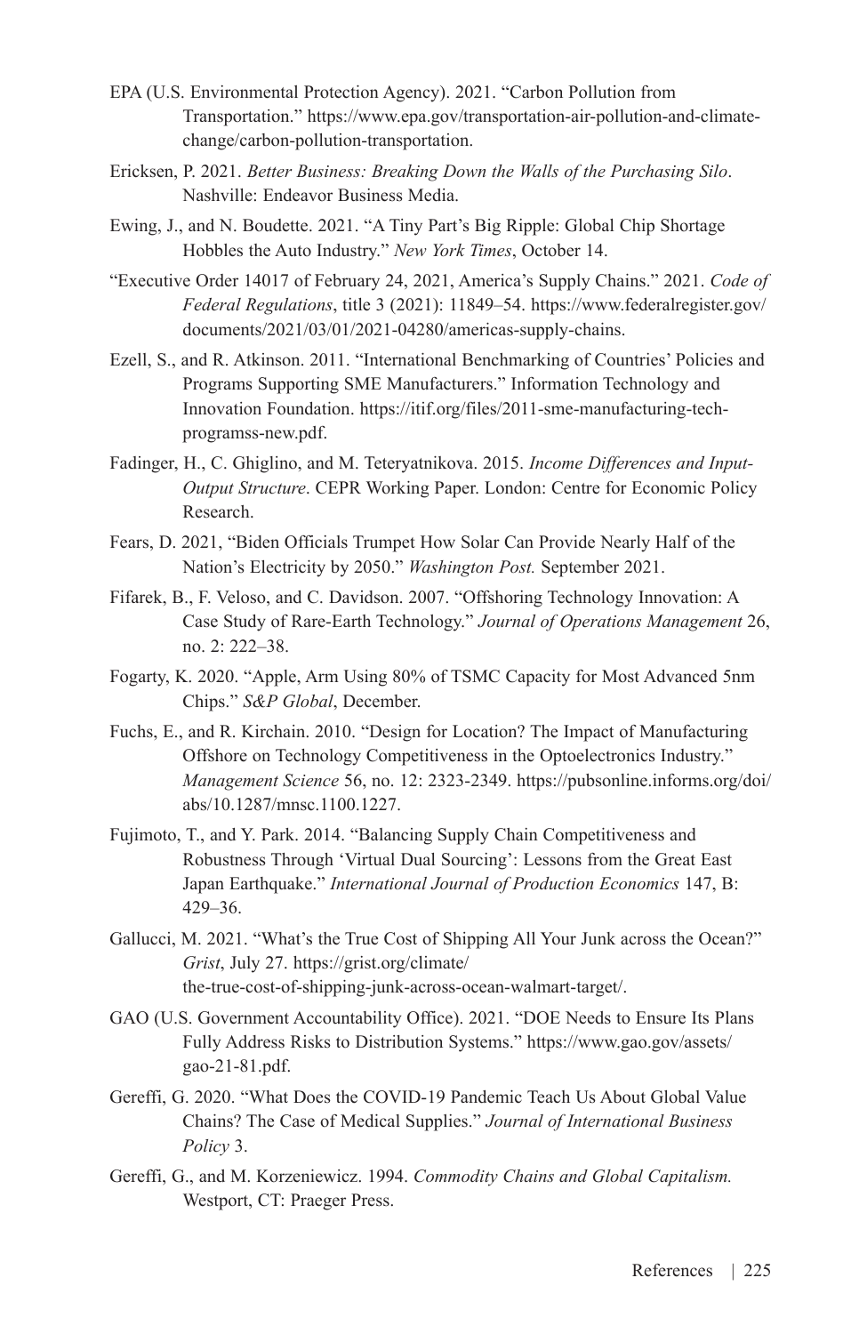EPA (U.S. Environmental Protection Agency). 2021. "Carbon Pollution from Transportation." https://www.epa.gov/transportation-air-pollution-and-climate-change/carbon-pollution-transportation.

Ericksen, P. 2021. *Better Business: Breaking Down the Walls of the Purchasing Silo*. Nashville: Endeavor Business Media.

Ewing, J., and N. Boudette. 2021. "A Tiny Part's Big Ripple: Global Chip Shortage Hobbles the Auto Industry." *New York Times*, October 14.

"Executive Order 14017 of February 24, 2021, America's Supply Chains." 2021. *Code of Federal Regulations*, title 3 (2021): 11849–54. https://www.federalregister.gov/documents/2021/03/01/2021-04280/americas-supply-chains.

Ezell, S., and R. Atkinson. 2011. "International Benchmarking of Countries' Policies and Programs Supporting SME Manufacturers." Information Technology and Innovation Foundation. https://itif.org/files/2011-sme-manufacturing-tech-programss-new.pdf.

Fadinger, H., C. Ghiglino, and M. Teteryatnikova. 2015. *Income Differences and Input-Output Structure*. CEPR Working Paper. London: Centre for Economic Policy Research.

Fears, D. 2021, "Biden Officials Trumpet How Solar Can Provide Nearly Half of the Nation's Electricity by 2050." *Washington Post.* September 2021.

Fifarek, B., F. Veloso, and C. Davidson. 2007. "Offshoring Technology Innovation: A Case Study of Rare-Earth Technology." *Journal of Operations Management* 26, no. 2: 222–38.

Fogarty, K. 2020. "Apple, Arm Using 80% of TSMC Capacity for Most Advanced 5nm Chips." *S&P Global*, December.

Fuchs, E., and R. Kirchain. 2010. "Design for Location? The Impact of Manufacturing Offshore on Technology Competitiveness in the Optoelectronics Industry." *Management Science* 56, no. 12: 2323-2349. https://pubsonline.informs.org/doi/abs/10.1287/mnsc.1100.1227.

Fujimoto, T., and Y. Park. 2014. "Balancing Supply Chain Competitiveness and Robustness Through 'Virtual Dual Sourcing': Lessons from the Great East Japan Earthquake." *International Journal of Production Economics* 147, B: 429–36.

Gallucci, M. 2021. "What's the True Cost of Shipping All Your Junk across the Ocean?" *Grist*, July 27. https://grist.org/climate/the-true-cost-of-shipping-junk-across-ocean-walmart-target/.

GAO (U.S. Government Accountability Office). 2021. "DOE Needs to Ensure Its Plans Fully Address Risks to Distribution Systems." https://www.gao.gov/assets/gao-21-81.pdf.

Gereffi, G. 2020. "What Does the COVID-19 Pandemic Teach Us About Global Value Chains? The Case of Medical Supplies." *Journal of International Business Policy* 3.

Gereffi, G., and M. Korzeniewicz. 1994. *Commodity Chains and Global Capitalism.* Westport, CT: Praeger Press.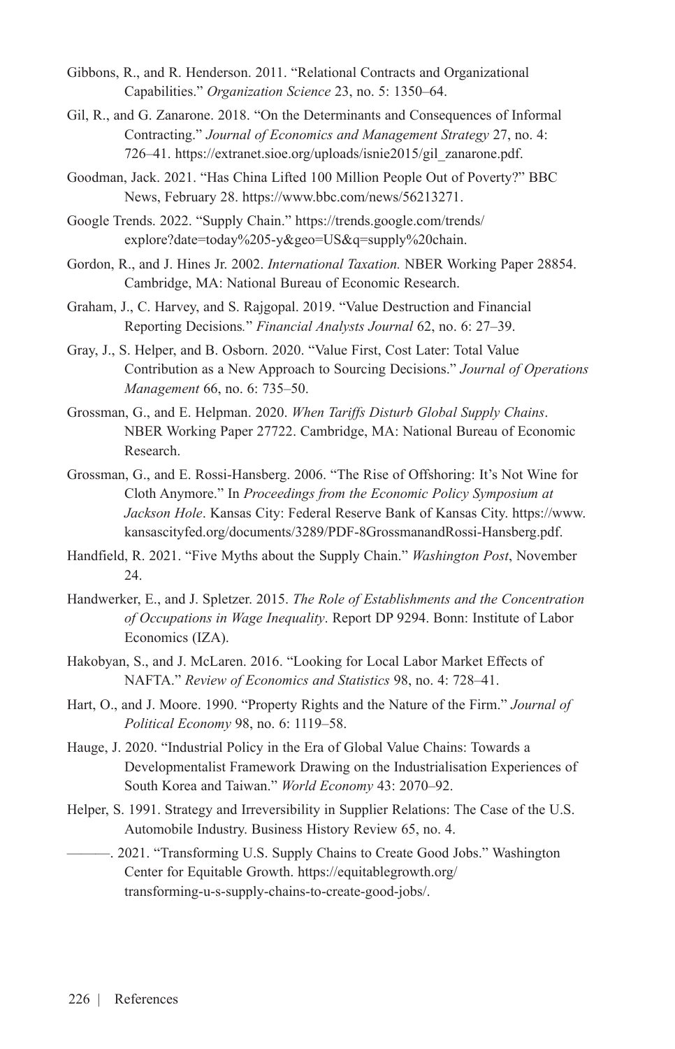Gibbons, R., and R. Henderson. 2011. "Relational Contracts and Organizational Capabilities." *Organization Science* 23, no. 5: 1350–64.

Gil, R., and G. Zanarone. 2018. "On the Determinants and Consequences of Informal Contracting." *Journal of Economics and Management Strategy* 27, no. 4: 726–41. https://extranet.sioe.org/uploads/isnie2015/gil_zanarone.pdf.

Goodman, Jack. 2021. "Has China Lifted 100 Million People Out of Poverty?" BBC News, February 28. https://www.bbc.com/news/56213271.

Google Trends. 2022. "Supply Chain." https://trends.google.com/trends/explore?date=today%205-y&geo=US&q=supply%20chain.

Gordon, R., and J. Hines Jr. 2002. *International Taxation.* NBER Working Paper 28854. Cambridge, MA: National Bureau of Economic Research.

Graham, J., C. Harvey, and S. Rajgopal. 2019. "Value Destruction and Financial Reporting Decisions*.*" *Financial Analysts Journal* 62, no. 6: 27–39.

Gray, J., S. Helper, and B. Osborn. 2020. "Value First, Cost Later: Total Value Contribution as a New Approach to Sourcing Decisions." *Journal of Operations Management* 66, no. 6: 735–50.

Grossman, G., and E. Helpman. 2020. *When Tariffs Disturb Global Supply Chains*. NBER Working Paper 27722. Cambridge, MA: National Bureau of Economic Research.

Grossman, G., and E. Rossi-Hansberg. 2006. "The Rise of Offshoring: It's Not Wine for Cloth Anymore." In *Proceedings from the Economic Policy Symposium at Jackson Hole*. Kansas City: Federal Reserve Bank of Kansas City. https://www.kansascityfed.org/documents/3289/PDF-8GrossmanandRossi-Hansberg.pdf.

Handfield, R. 2021. "Five Myths about the Supply Chain." *Washington Post*, November 24.

Handwerker, E., and J. Spletzer. 2015. *The Role of Establishments and the Concentration of Occupations in Wage Inequality*. Report DP 9294. Bonn: Institute of Labor Economics (IZA).

Hakobyan, S., and J. McLaren. 2016. "Looking for Local Labor Market Effects of NAFTA." *Review of Economics and Statistics* 98, no. 4: 728–41.

Hart, O., and J. Moore. 1990. "Property Rights and the Nature of the Firm." *Journal of Political Economy* 98, no. 6: 1119–58.

Hauge, J. 2020. "Industrial Policy in the Era of Global Value Chains: Towards a Developmentalist Framework Drawing on the Industrialisation Experiences of South Korea and Taiwan." *World Economy* 43: 2070–92.

Helper, S. 1991. Strategy and Irreversibility in Supplier Relations: The Case of the U.S. Automobile Industry. Business History Review 65, no. 4.

———. 2021. "Transforming U.S. Supply Chains to Create Good Jobs." Washington Center for Equitable Growth. https://equitablegrowth.org/transforming-u-s-supply-chains-to-create-good-jobs/.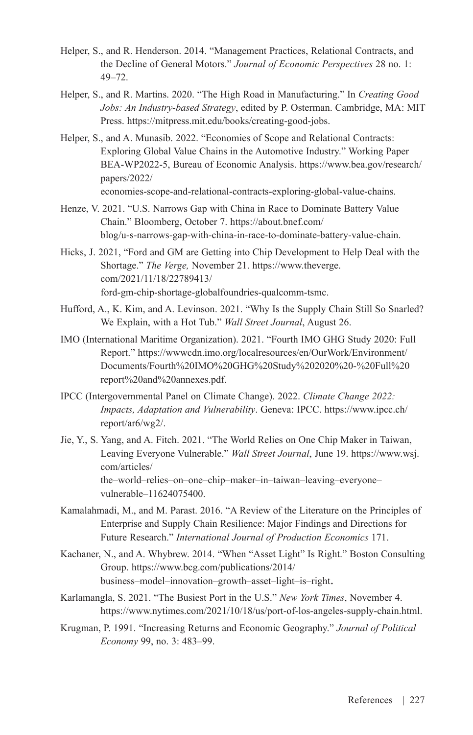Helper, S., and R. Henderson. 2014. "Management Practices, Relational Contracts, and the Decline of General Motors." *Journal of Economic Perspectives* 28 no. 1: 49–72.

Helper, S., and R. Martins. 2020. "The High Road in Manufacturing." In *Creating Good Jobs: An Industry-based Strategy*, edited by P. Osterman. Cambridge, MA: MIT Press. https://mitpress.mit.edu/books/creating-good-jobs.

Helper, S., and A. Munasib. 2022. "Economies of Scope and Relational Contracts: Exploring Global Value Chains in the Automotive Industry." Working Paper BEA-WP2022-5, Bureau of Economic Analysis. https://www.bea.gov/research/papers/2022/economies-scope-and-relational-contracts-exploring-global-value-chains.

Henze, V. 2021. "U.S. Narrows Gap with China in Race to Dominate Battery Value Chain." Bloomberg, October 7. https://about.bnef.com/blog/u-s-narrows-gap-with-china-in-race-to-dominate-battery-value-chain.

Hicks, J. 2021, "Ford and GM are Getting into Chip Development to Help Deal with the Shortage." *The Verge,* November 21. https://www.theverge.com/2021/11/18/22789413/ford-gm-chip-shortage-globalfoundries-qualcomm-tsmc.

Hufford, A., K. Kim, and A. Levinson. 2021. "Why Is the Supply Chain Still So Snarled? We Explain, with a Hot Tub." *Wall Street Journal*, August 26.

IMO (International Maritime Organization). 2021. "Fourth IMO GHG Study 2020: Full Report." https://wwwcdn.imo.org/localresources/en/OurWork/Environment/Documents/Fourth%20IMO%20GHG%20Study%202020%20-%20Full%20report%20and%20annexes.pdf.

IPCC (Intergovernmental Panel on Climate Change). 2022. *Climate Change 2022: Impacts, Adaptation and Vulnerability*. Geneva: IPCC. https://www.ipcc.ch/report/ar6/wg2/.

Jie, Y., S. Yang, and A. Fitch. 2021. "The World Relies on One Chip Maker in Taiwan, Leaving Everyone Vulnerable." *Wall Street Journal*, June 19. https://www.wsj.com/articles/the–world–relies–on–one–chip–maker–in–taiwan–leaving–everyone–vulnerable–11624075400.

Kamalahmadi, M., and M. Parast. 2016. "A Review of the Literature on the Principles of Enterprise and Supply Chain Resilience: Major Findings and Directions for Future Research." *International Journal of Production Economics* 171.

Kachaner, N., and A. Whybrew. 2014. "When "Asset Light" Is Right." Boston Consulting Group. https://www.bcg.com/publications/2014/business–model–innovation–growth–asset–light–is–right.

Karlamangla, S. 2021. "The Busiest Port in the U.S." *New York Times*, November 4. https://www.nytimes.com/2021/10/18/us/port-of-los-angeles-supply-chain.html.

Krugman, P. 1991. "Increasing Returns and Economic Geography." *Journal of Political Economy* 99, no. 3: 483–99.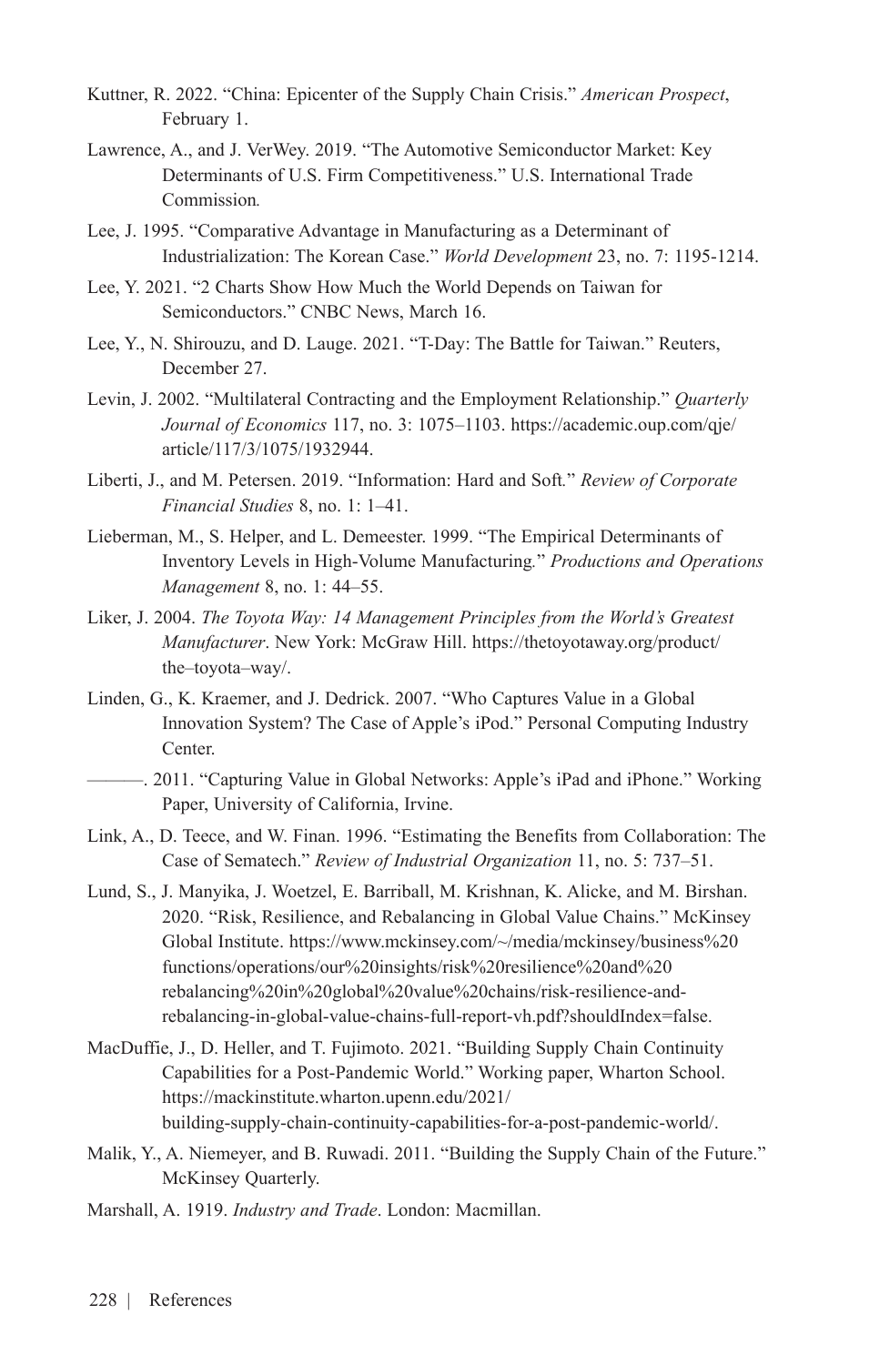Kuttner, R. 2022. "China: Epicenter of the Supply Chain Crisis." *American Prospect*, February 1.

Lawrence, A., and J. VerWey. 2019. "The Automotive Semiconductor Market: Key Determinants of U.S. Firm Competitiveness." U.S. International Trade Commission.

Lee, J. 1995. "Comparative Advantage in Manufacturing as a Determinant of Industrialization: The Korean Case." *World Development* 23, no. 7: 1195-1214.

Lee, Y. 2021. "2 Charts Show How Much the World Depends on Taiwan for Semiconductors." CNBC News, March 16.

Lee, Y., N. Shirouzu, and D. Lauge. 2021. "T-Day: The Battle for Taiwan." Reuters, December 27.

Levin, J. 2002. "Multilateral Contracting and the Employment Relationship." *Quarterly Journal of Economics* 117, no. 3: 1075–1103. https://academic.oup.com/qje/article/117/3/1075/1932944.

Liberti, J., and M. Petersen. 2019. "Information: Hard and Soft." *Review of Corporate Financial Studies* 8, no. 1: 1–41.

Lieberman, M., S. Helper, and L. Demeester. 1999. "The Empirical Determinants of Inventory Levels in High-Volume Manufacturing." *Productions and Operations Management* 8, no. 1: 44–55.

Liker, J. 2004. *The Toyota Way: 14 Management Principles from the World's Greatest Manufacturer*. New York: McGraw Hill. https://thetoyotaway.org/product/the–toyota–way/.

Linden, G., K. Kraemer, and J. Dedrick. 2007. "Who Captures Value in a Global Innovation System? The Case of Apple's iPod." Personal Computing Industry Center.

———. 2011. "Capturing Value in Global Networks: Apple's iPad and iPhone." Working Paper, University of California, Irvine.

Link, A., D. Teece, and W. Finan. 1996. "Estimating the Benefits from Collaboration: The Case of Sematech." *Review of Industrial Organization* 11, no. 5: 737–51.

Lund, S., J. Manyika, J. Woetzel, E. Barriball, M. Krishnan, K. Alicke, and M. Birshan. 2020. "Risk, Resilience, and Rebalancing in Global Value Chains." McKinsey Global Institute. https://www.mckinsey.com/~/media/mckinsey/business%20functions/operations/our%20insights/risk%20resilience%20and%20rebalancing%20in%20global%20value%20chains/risk-resilience-and-rebalancing-in-global-value-chains-full-report-vh.pdf?shouldIndex=false.

MacDuffie, J., D. Heller, and T. Fujimoto. 2021. "Building Supply Chain Continuity Capabilities for a Post-Pandemic World." Working paper, Wharton School. https://mackinstitute.wharton.upenn.edu/2021/building-supply-chain-continuity-capabilities-for-a-post-pandemic-world/.

Malik, Y., A. Niemeyer, and B. Ruwadi. 2011. "Building the Supply Chain of the Future." McKinsey Quarterly.

Marshall, A. 1919. *Industry and Trade*. London: Macmillan.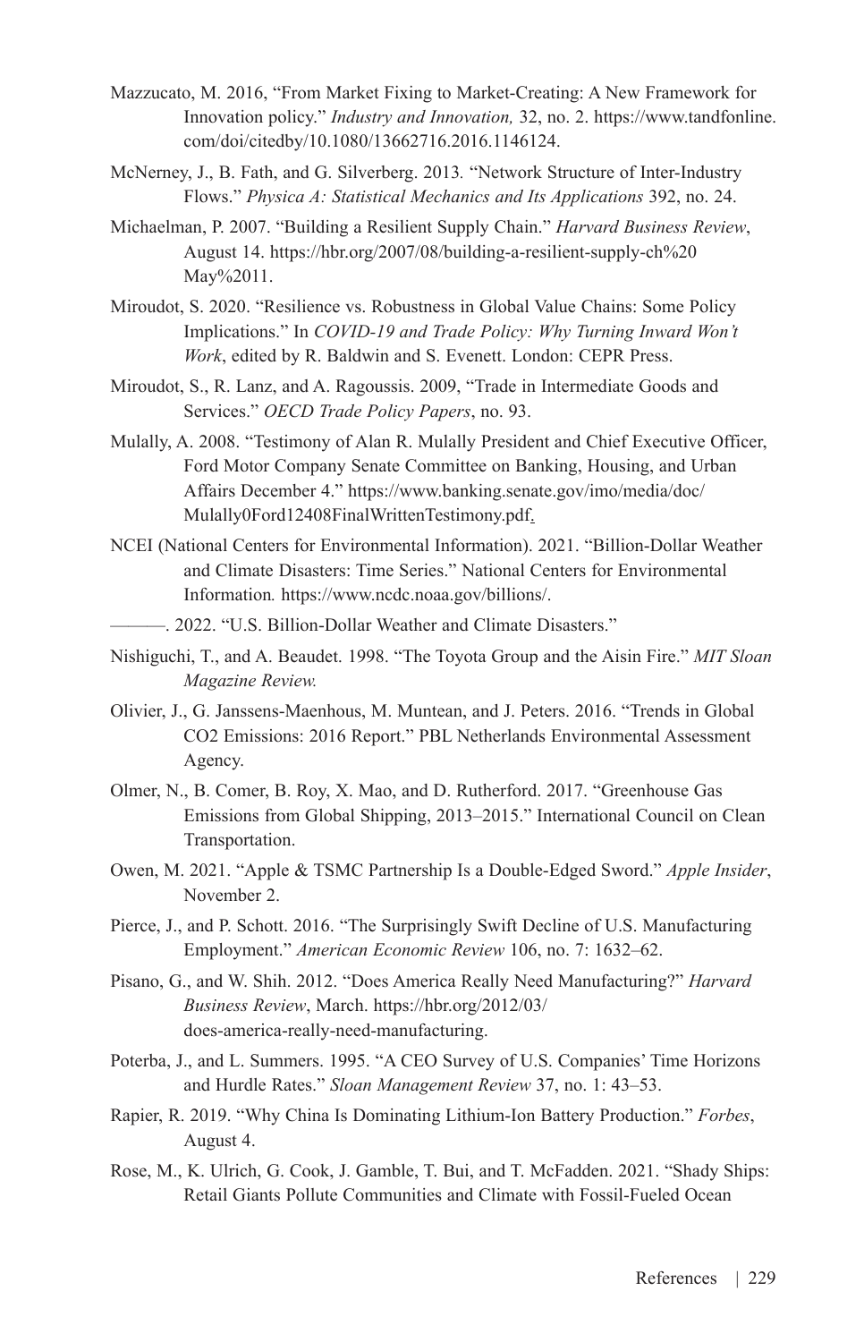Mazzucato, M. 2016, "From Market Fixing to Market-Creating: A New Framework for Innovation policy." *Industry and Innovation,* 32, no. 2. https://www.tandfonline.com/doi/citedby/10.1080/13662716.2016.1146124.

McNerney, J., B. Fath, and G. Silverberg. 2013. "Network Structure of Inter-Industry Flows." *Physica A: Statistical Mechanics and Its Applications* 392, no. 24.

Michaelman, P. 2007. "Building a Resilient Supply Chain." *Harvard Business Review*, August 14. https://hbr.org/2007/08/building-a-resilient-supply-ch%20May%2011.

Miroudot, S. 2020. "Resilience vs. Robustness in Global Value Chains: Some Policy Implications." In *COVID-19 and Trade Policy: Why Turning Inward Won't Work*, edited by R. Baldwin and S. Evenett. London: CEPR Press.

Miroudot, S., R. Lanz, and A. Ragoussis. 2009, "Trade in Intermediate Goods and Services." *OECD Trade Policy Papers*, no. 93.

Mulally, A. 2008. "Testimony of Alan R. Mulally President and Chief Executive Officer, Ford Motor Company Senate Committee on Banking, Housing, and Urban Affairs December 4." https://www.banking.senate.gov/imo/media/doc/Mulally0Ford12408FinalWrittenTestimony.pdf.

NCEI (National Centers for Environmental Information). 2021. "Billion-Dollar Weather and Climate Disasters: Time Series." National Centers for Environmental Information. https://www.ncdc.noaa.gov/billions/.

———. 2022. "U.S. Billion-Dollar Weather and Climate Disasters."

Nishiguchi, T., and A. Beaudet. 1998. "The Toyota Group and the Aisin Fire." *MIT Sloan Magazine Review.*

Olivier, J., G. Janssens-Maenhous, M. Muntean, and J. Peters. 2016. "Trends in Global CO2 Emissions: 2016 Report." PBL Netherlands Environmental Assessment Agency.

Olmer, N., B. Comer, B. Roy, X. Mao, and D. Rutherford. 2017. "Greenhouse Gas Emissions from Global Shipping, 2013–2015." International Council on Clean Transportation.

Owen, M. 2021. "Apple & TSMC Partnership Is a Double-Edged Sword." *Apple Insider*, November 2.

Pierce, J., and P. Schott. 2016. "The Surprisingly Swift Decline of U.S. Manufacturing Employment." *American Economic Review* 106, no. 7: 1632–62.

Pisano, G., and W. Shih. 2012. "Does America Really Need Manufacturing?" *Harvard Business Review*, March. https://hbr.org/2012/03/does-america-really-need-manufacturing.

Poterba, J., and L. Summers. 1995. "A CEO Survey of U.S. Companies' Time Horizons and Hurdle Rates." *Sloan Management Review* 37, no. 1: 43–53.

Rapier, R. 2019. "Why China Is Dominating Lithium-Ion Battery Production." *Forbes*, August 4.

Rose, M., K. Ulrich, G. Cook, J. Gamble, T. Bui, and T. McFadden. 2021. "Shady Ships: Retail Giants Pollute Communities and Climate with Fossil-Fueled Ocean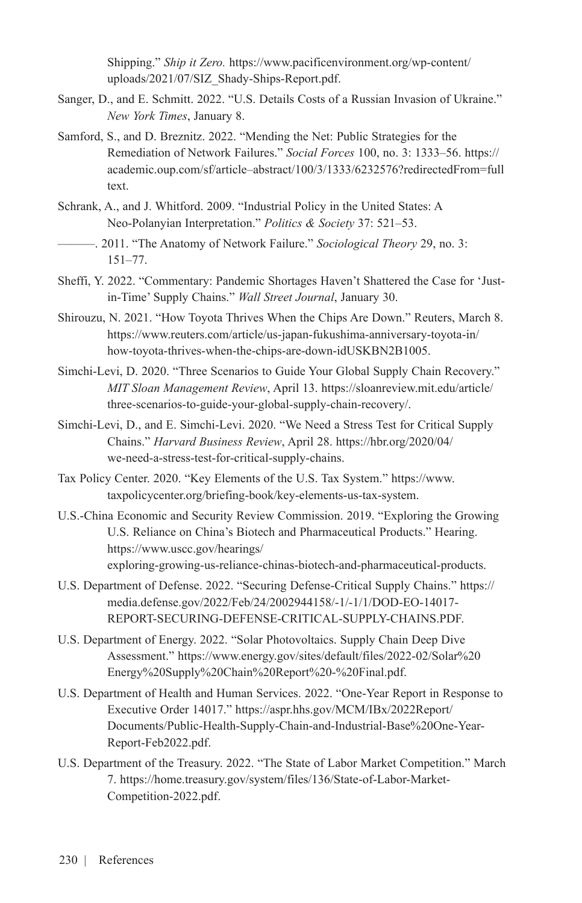Shipping." *Ship it Zero.* https://www.pacificenvironment.org/wp-content/uploads/2021/07/SIZ_Shady-Ships-Report.pdf.

Sanger, D., and E. Schmitt. 2022. "U.S. Details Costs of a Russian Invasion of Ukraine." *New York Times*, January 8.

Samford, S., and D. Breznitz. 2022. "Mending the Net: Public Strategies for the Remediation of Network Failures." *Social Forces* 100, no. 3: 1333–56. https://academic.oup.com/sf/article–abstract/100/3/1333/6232576?redirectedFrom=fulltext.

Schrank, A., and J. Whitford. 2009. "Industrial Policy in the United States: A Neo-Polanyian Interpretation." *Politics & Society* 37: 521–53.

———. 2011. "The Anatomy of Network Failure." *Sociological Theory* 29, no. 3: 151–77.

Sheffi, Y. 2022. "Commentary: Pandemic Shortages Haven't Shattered the Case for 'Just-in-Time' Supply Chains." *Wall Street Journal*, January 30.

Shirouzu, N. 2021. "How Toyota Thrives When the Chips Are Down." Reuters, March 8. https://www.reuters.com/article/us-japan-fukushima-anniversary-toyota-in/how-toyota-thrives-when-the-chips-are-down-idUSKBN2B1005.

Simchi-Levi, D. 2020. "Three Scenarios to Guide Your Global Supply Chain Recovery." *MIT Sloan Management Review*, April 13. https://sloanreview.mit.edu/article/three-scenarios-to-guide-your-global-supply-chain-recovery/.

Simchi-Levi, D., and E. Simchi-Levi. 2020. "We Need a Stress Test for Critical Supply Chains." *Harvard Business Review*, April 28. https://hbr.org/2020/04/we-need-a-stress-test-for-critical-supply-chains.

Tax Policy Center. 2020. "Key Elements of the U.S. Tax System." https://www.taxpolicycenter.org/briefing-book/key-elements-us-tax-system.

U.S.-China Economic and Security Review Commission. 2019. "Exploring the Growing U.S. Reliance on China's Biotech and Pharmaceutical Products." Hearing. https://www.uscc.gov/hearings/exploring-growing-us-reliance-chinas-biotech-and-pharmaceutical-products.

U.S. Department of Defense. 2022. "Securing Defense-Critical Supply Chains." https://media.defense.gov/2022/Feb/24/2002944158/-1/-1/1/DOD-EO-14017-REPORT-SECURING-DEFENSE-CRITICAL-SUPPLY-CHAINS.PDF.

U.S. Department of Energy. 2022. "Solar Photovoltaics. Supply Chain Deep Dive Assessment." https://www.energy.gov/sites/default/files/2022-02/Solar%20Energy%20Supply%20Chain%20Report%20-%20Final.pdf.

U.S. Department of Health and Human Services. 2022. "One-Year Report in Response to Executive Order 14017." https://aspr.hhs.gov/MCM/IBx/2022Report/Documents/Public-Health-Supply-Chain-and-Industrial-Base%20One-Year-Report-Feb2022.pdf.

U.S. Department of the Treasury. 2022. "The State of Labor Market Competition." March 7. https://home.treasury.gov/system/files/136/State-of-Labor-Market-Competition-2022.pdf.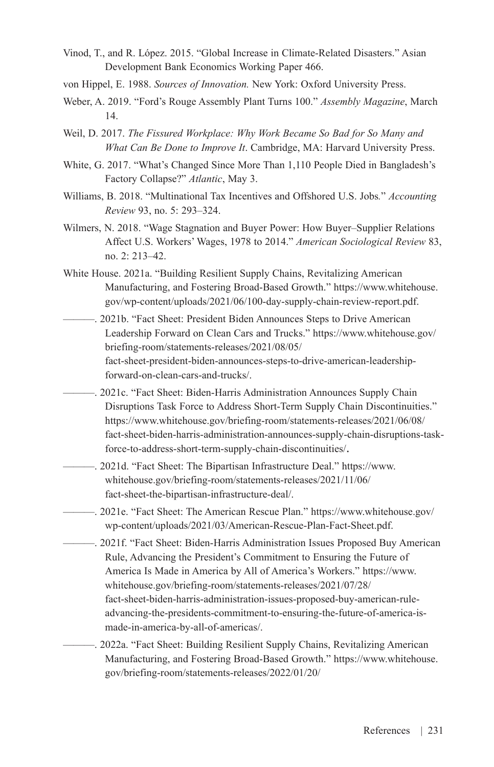Vinod, T., and R. López. 2015. "Global Increase in Climate-Related Disasters." Asian Development Bank Economics Working Paper 466.

von Hippel, E. 1988. *Sources of Innovation.* New York: Oxford University Press.

Weber, A. 2019. "Ford's Rouge Assembly Plant Turns 100." *Assembly Magazine*, March 14.

Weil, D. 2017. *The Fissured Workplace: Why Work Became So Bad for So Many and What Can Be Done to Improve It*. Cambridge, MA: Harvard University Press.

White, G. 2017. "What's Changed Since More Than 1,110 People Died in Bangladesh's Factory Collapse?" *Atlantic*, May 3.

Williams, B. 2018. "Multinational Tax Incentives and Offshored U.S. Jobs." *Accounting Review* 93, no. 5: 293–324.

Wilmers, N. 2018. "Wage Stagnation and Buyer Power: How Buyer–Supplier Relations Affect U.S. Workers' Wages, 1978 to 2014." *American Sociological Review* 83, no. 2: 213–42.

White House. 2021a. "Building Resilient Supply Chains, Revitalizing American Manufacturing, and Fostering Broad-Based Growth." https://www.whitehouse.gov/wp-content/uploads/2021/06/100-day-supply-chain-review-report.pdf.

———. 2021b. "Fact Sheet: President Biden Announces Steps to Drive American Leadership Forward on Clean Cars and Trucks." https://www.whitehouse.gov/briefing-room/statements-releases/2021/08/05/fact-sheet-president-biden-announces-steps-to-drive-american-leadership-forward-on-clean-cars-and-trucks/.

———. 2021c. "Fact Sheet: Biden-Harris Administration Announces Supply Chain Disruptions Task Force to Address Short-Term Supply Chain Discontinuities." https://www.whitehouse.gov/briefing-room/statements-releases/2021/06/08/fact-sheet-biden-harris-administration-announces-supply-chain-disruptions-task-force-to-address-short-term-supply-chain-discontinuities/.

———. 2021d. "Fact Sheet: The Bipartisan Infrastructure Deal." https://www.whitehouse.gov/briefing-room/statements-releases/2021/11/06/fact-sheet-the-bipartisan-infrastructure-deal/.

———. 2021e. "Fact Sheet: The American Rescue Plan." https://www.whitehouse.gov/wp-content/uploads/2021/03/American-Rescue-Plan-Fact-Sheet.pdf.

———. 2021f. "Fact Sheet: Biden-Harris Administration Issues Proposed Buy American Rule, Advancing the President's Commitment to Ensuring the Future of America Is Made in America by All of America's Workers." https://www.whitehouse.gov/briefing-room/statements-releases/2021/07/28/fact-sheet-biden-harris-administration-issues-proposed-buy-american-rule-advancing-the-presidents-commitment-to-ensuring-the-future-of-america-is-made-in-america-by-all-of-americas/.

———. 2022a. "Fact Sheet: Building Resilient Supply Chains, Revitalizing American Manufacturing, and Fostering Broad-Based Growth." https://www.whitehouse.gov/briefing-room/statements-releases/2022/01/20/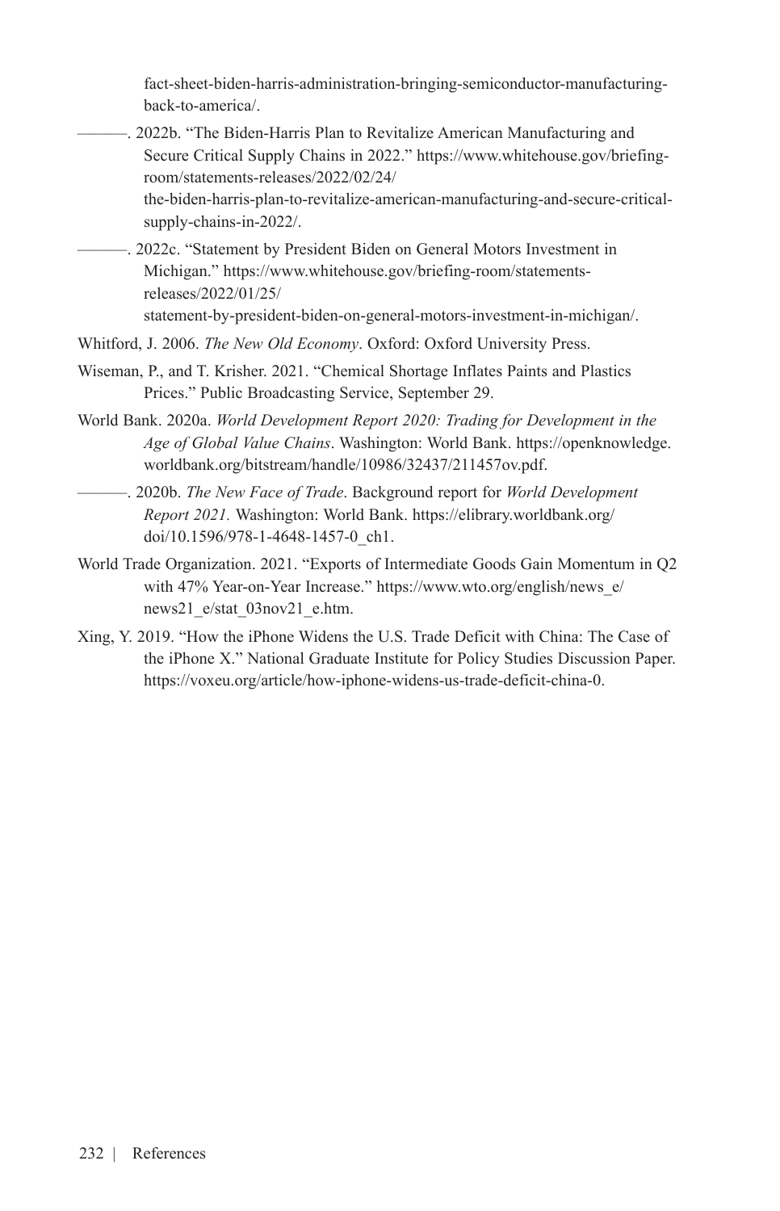fact-sheet-biden-harris-administration-bringing-semiconductor-manufacturing-back-to-america/.

———. 2022b. "The Biden-Harris Plan to Revitalize American Manufacturing and Secure Critical Supply Chains in 2022." https://www.whitehouse.gov/briefing-room/statements-releases/2022/02/24/the-biden-harris-plan-to-revitalize-american-manufacturing-and-secure-critical-supply-chains-in-2022/.

———. 2022c. "Statement by President Biden on General Motors Investment in Michigan." https://www.whitehouse.gov/briefing-room/statements-releases/2022/01/25/statement-by-president-biden-on-general-motors-investment-in-michigan/.

Whitford, J. 2006. *The New Old Economy*. Oxford: Oxford University Press.

Wiseman, P., and T. Krisher. 2021. "Chemical Shortage Inflates Paints and Plastics Prices." Public Broadcasting Service, September 29.

World Bank. 2020a. *World Development Report 2020: Trading for Development in the Age of Global Value Chains*. Washington: World Bank. https://openknowledge.worldbank.org/bitstream/handle/10986/32437/211457ov.pdf.

———. 2020b. *The New Face of Trade*. Background report for *World Development Report 2021.* Washington: World Bank. https://elibrary.worldbank.org/doi/10.1596/978-1-4648-1457-0_ch1.

World Trade Organization. 2021. "Exports of Intermediate Goods Gain Momentum in Q2 with 47% Year-on-Year Increase." https://www.wto.org/english/news_e/news21_e/stat_03nov21_e.htm.

Xing, Y. 2019. "How the iPhone Widens the U.S. Trade Deficit with China: The Case of the iPhone X." National Graduate Institute for Policy Studies Discussion Paper. https://voxeu.org/article/how-iphone-widens-us-trade-deficit-china-0.